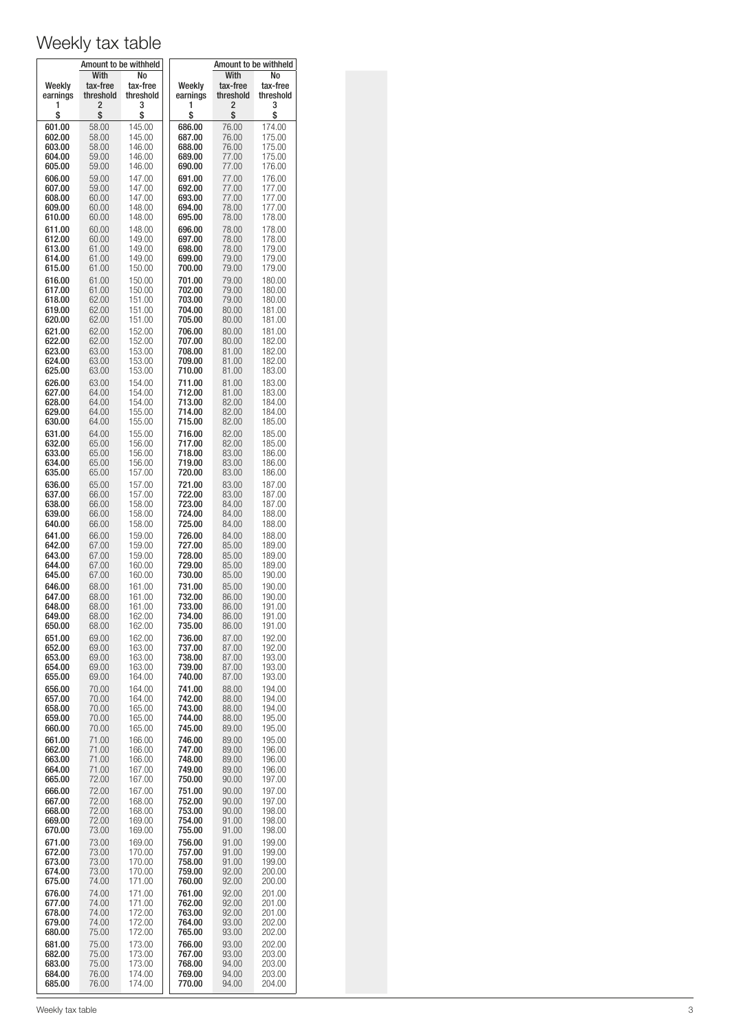# Weekly tax table

| Weekly earnings 1 $ | With tax-free threshold 2 $ | No tax-free threshold 3 $ |
|---|---|---|
| 601.00 | 58.00 | 145.00 |
| 602.00 | 58.00 | 145.00 |
| 603.00 | 58.00 | 146.00 |
| 604.00 | 59.00 | 146.00 |
| 605.00 | 59.00 | 146.00 |
| 606.00 | 59.00 | 147.00 |
| 607.00 | 59.00 | 147.00 |
| 608.00 | 60.00 | 147.00 |
| 609.00 | 60.00 | 148.00 |
| 610.00 | 60.00 | 148.00 |
| 611.00 | 60.00 | 148.00 |
| 612.00 | 60.00 | 149.00 |
| 613.00 | 61.00 | 149.00 |
| 614.00 | 61.00 | 149.00 |
| 615.00 | 61.00 | 150.00 |
| 616.00 | 61.00 | 150.00 |
| 617.00 | 61.00 | 150.00 |
| 618.00 | 62.00 | 151.00 |
| 619.00 | 62.00 | 151.00 |
| 620.00 | 62.00 | 151.00 |
| 621.00 | 62.00 | 152.00 |
| 622.00 | 62.00 | 152.00 |
| 623.00 | 63.00 | 153.00 |
| 624.00 | 63.00 | 153.00 |
| 625.00 | 63.00 | 153.00 |
| 626.00 | 63.00 | 154.00 |
| 627.00 | 64.00 | 154.00 |
| 628.00 | 64.00 | 154.00 |
| 629.00 | 64.00 | 155.00 |
| 630.00 | 64.00 | 155.00 |
| 631.00 | 64.00 | 155.00 |
| 632.00 | 65.00 | 156.00 |
| 633.00 | 65.00 | 156.00 |
| 634.00 | 65.00 | 156.00 |
| 635.00 | 65.00 | 157.00 |
| 636.00 | 65.00 | 157.00 |
| 637.00 | 66.00 | 157.00 |
| 638.00 | 66.00 | 158.00 |
| 639.00 | 66.00 | 158.00 |
| 640.00 | 66.00 | 158.00 |
| 641.00 | 66.00 | 159.00 |
| 642.00 | 67.00 | 159.00 |
| 643.00 | 67.00 | 159.00 |
| 644.00 | 67.00 | 160.00 |
| 645.00 | 67.00 | 160.00 |
| 646.00 | 68.00 | 161.00 |
| 647.00 | 68.00 | 161.00 |
| 648.00 | 68.00 | 161.00 |
| 649.00 | 68.00 | 162.00 |
| 650.00 | 68.00 | 162.00 |
| 651.00 | 69.00 | 162.00 |
| 652.00 | 69.00 | 163.00 |
| 653.00 | 69.00 | 163.00 |
| 654.00 | 69.00 | 163.00 |
| 655.00 | 69.00 | 164.00 |
| 656.00 | 70.00 | 164.00 |
| 657.00 | 70.00 | 164.00 |
| 658.00 | 70.00 | 165.00 |
| 659.00 | 70.00 | 165.00 |
| 660.00 | 70.00 | 165.00 |
| 661.00 | 71.00 | 166.00 |
| 662.00 | 71.00 | 166.00 |
| 663.00 | 71.00 | 166.00 |
| 664.00 | 71.00 | 167.00 |
| 665.00 | 72.00 | 167.00 |
| 666.00 | 72.00 | 167.00 |
| 667.00 | 72.00 | 168.00 |
| 668.00 | 72.00 | 168.00 |
| 669.00 | 72.00 | 169.00 |
| 670.00 | 73.00 | 169.00 |
| 671.00 | 73.00 | 169.00 |
| 672.00 | 73.00 | 170.00 |
| 673.00 | 73.00 | 170.00 |
| 674.00 | 73.00 | 170.00 |
| 675.00 | 74.00 | 171.00 |
| 676.00 | 74.00 | 171.00 |
| 677.00 | 74.00 | 171.00 |
| 678.00 | 74.00 | 172.00 |
| 679.00 | 74.00 | 172.00 |
| 680.00 | 75.00 | 172.00 |
| 681.00 | 75.00 | 173.00 |
| 682.00 | 75.00 | 173.00 |
| 683.00 | 75.00 | 173.00 |
| 684.00 | 76.00 | 174.00 |
| 685.00 | 76.00 | 174.00 |
| 686.00 | 76.00 | 174.00 |
| 687.00 | 76.00 | 175.00 |
| 688.00 | 76.00 | 175.00 |
| 689.00 | 77.00 | 175.00 |
| 690.00 | 77.00 | 176.00 |
| 691.00 | 77.00 | 176.00 |
| 692.00 | 77.00 | 177.00 |
| 693.00 | 77.00 | 177.00 |
| 694.00 | 78.00 | 177.00 |
| 695.00 | 78.00 | 178.00 |
| 696.00 | 78.00 | 178.00 |
| 697.00 | 78.00 | 178.00 |
| 698.00 | 78.00 | 179.00 |
| 699.00 | 79.00 | 179.00 |
| 700.00 | 79.00 | 179.00 |
| 701.00 | 79.00 | 180.00 |
| 702.00 | 79.00 | 180.00 |
| 703.00 | 79.00 | 180.00 |
| 704.00 | 80.00 | 181.00 |
| 705.00 | 80.00 | 181.00 |
| 706.00 | 80.00 | 181.00 |
| 707.00 | 80.00 | 182.00 |
| 708.00 | 81.00 | 182.00 |
| 709.00 | 81.00 | 182.00 |
| 710.00 | 81.00 | 183.00 |
| 711.00 | 81.00 | 183.00 |
| 712.00 | 81.00 | 183.00 |
| 713.00 | 82.00 | 184.00 |
| 714.00 | 82.00 | 184.00 |
| 715.00 | 82.00 | 185.00 |
| 716.00 | 82.00 | 185.00 |
| 717.00 | 82.00 | 185.00 |
| 718.00 | 83.00 | 186.00 |
| 719.00 | 83.00 | 186.00 |
| 720.00 | 83.00 | 186.00 |
| 721.00 | 83.00 | 187.00 |
| 722.00 | 83.00 | 187.00 |
| 723.00 | 84.00 | 187.00 |
| 724.00 | 84.00 | 188.00 |
| 725.00 | 84.00 | 188.00 |
| 726.00 | 84.00 | 188.00 |
| 727.00 | 85.00 | 189.00 |
| 728.00 | 85.00 | 189.00 |
| 729.00 | 85.00 | 189.00 |
| 730.00 | 85.00 | 190.00 |
| 731.00 | 85.00 | 190.00 |
| 732.00 | 86.00 | 190.00 |
| 733.00 | 86.00 | 191.00 |
| 734.00 | 86.00 | 191.00 |
| 735.00 | 86.00 | 191.00 |
| 736.00 | 87.00 | 192.00 |
| 737.00 | 87.00 | 192.00 |
| 738.00 | 87.00 | 193.00 |
| 739.00 | 87.00 | 193.00 |
| 740.00 | 87.00 | 193.00 |
| 741.00 | 88.00 | 194.00 |
| 742.00 | 88.00 | 194.00 |
| 743.00 | 88.00 | 194.00 |
| 744.00 | 88.00 | 195.00 |
| 745.00 | 89.00 | 195.00 |
| 746.00 | 89.00 | 195.00 |
| 747.00 | 89.00 | 196.00 |
| 748.00 | 89.00 | 196.00 |
| 749.00 | 89.00 | 196.00 |
| 750.00 | 90.00 | 197.00 |
| 751.00 | 90.00 | 197.00 |
| 752.00 | 90.00 | 197.00 |
| 753.00 | 90.00 | 198.00 |
| 754.00 | 91.00 | 198.00 |
| 755.00 | 91.00 | 198.00 |
| 756.00 | 91.00 | 199.00 |
| 757.00 | 91.00 | 199.00 |
| 758.00 | 91.00 | 199.00 |
| 759.00 | 92.00 | 200.00 |
| 760.00 | 92.00 | 200.00 |
| 761.00 | 92.00 | 201.00 |
| 762.00 | 92.00 | 201.00 |
| 763.00 | 92.00 | 201.00 |
| 764.00 | 93.00 | 202.00 |
| 765.00 | 93.00 | 202.00 |
| 766.00 | 93.00 | 202.00 |
| 767.00 | 93.00 | 203.00 |
| 768.00 | 94.00 | 203.00 |
| 769.00 | 94.00 | 203.00 |
| 770.00 | 94.00 | 204.00 |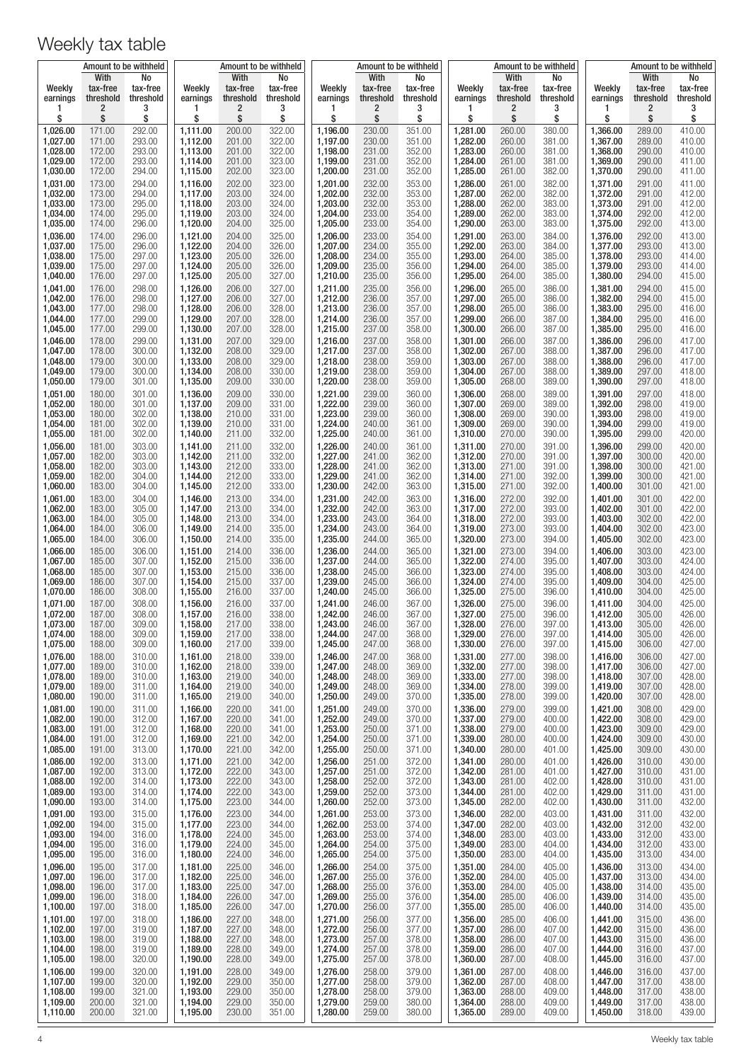# Weekly tax table

| Weekly earnings 1 $ | Amount to be withheld: With tax-free threshold 2 $ | Amount to be withheld: No tax-free threshold 3 $ |
|---|---|---|
| 1,026.00 | 171.00 | 292.00 |
| 1,027.00 | 171.00 | 293.00 |
| 1,028.00 | 172.00 | 293.00 |
| 1,029.00 | 172.00 | 293.00 |
| 1,030.00 | 172.00 | 294.00 |
| 1,031.00 | 173.00 | 294.00 |
| 1,032.00 | 173.00 | 294.00 |
| 1,033.00 | 173.00 | 295.00 |
| 1,034.00 | 174.00 | 295.00 |
| 1,035.00 | 174.00 | 296.00 |
| 1,036.00 | 174.00 | 296.00 |
| 1,037.00 | 175.00 | 296.00 |
| 1,038.00 | 175.00 | 297.00 |
| 1,039.00 | 175.00 | 297.00 |
| 1,040.00 | 176.00 | 297.00 |
| 1,041.00 | 176.00 | 298.00 |
| 1,042.00 | 176.00 | 298.00 |
| 1,043.00 | 177.00 | 298.00 |
| 1,044.00 | 177.00 | 299.00 |
| 1,045.00 | 177.00 | 299.00 |
| 1,046.00 | 178.00 | 299.00 |
| 1,047.00 | 178.00 | 300.00 |
| 1,048.00 | 179.00 | 300.00 |
| 1,049.00 | 179.00 | 300.00 |
| 1,050.00 | 179.00 | 301.00 |
| 1,051.00 | 180.00 | 301.00 |
| 1,052.00 | 180.00 | 301.00 |
| 1,053.00 | 180.00 | 302.00 |
| 1,054.00 | 181.00 | 302.00 |
| 1,055.00 | 181.00 | 302.00 |
| 1,056.00 | 181.00 | 303.00 |
| 1,057.00 | 182.00 | 303.00 |
| 1,058.00 | 182.00 | 303.00 |
| 1,059.00 | 182.00 | 304.00 |
| 1,060.00 | 183.00 | 304.00 |
| 1,061.00 | 183.00 | 304.00 |
| 1,062.00 | 183.00 | 305.00 |
| 1,063.00 | 184.00 | 305.00 |
| 1,064.00 | 184.00 | 306.00 |
| 1,065.00 | 184.00 | 306.00 |
| 1,066.00 | 185.00 | 306.00 |
| 1,067.00 | 185.00 | 307.00 |
| 1,068.00 | 185.00 | 307.00 |
| 1,069.00 | 186.00 | 307.00 |
| 1,070.00 | 186.00 | 308.00 |
| 1,071.00 | 187.00 | 308.00 |
| 1,072.00 | 187.00 | 308.00 |
| 1,073.00 | 187.00 | 309.00 |
| 1,074.00 | 188.00 | 309.00 |
| 1,075.00 | 188.00 | 309.00 |
| 1,076.00 | 188.00 | 310.00 |
| 1,077.00 | 189.00 | 310.00 |
| 1,078.00 | 189.00 | 310.00 |
| 1,079.00 | 189.00 | 311.00 |
| 1,080.00 | 190.00 | 311.00 |
| 1,081.00 | 190.00 | 311.00 |
| 1,082.00 | 190.00 | 312.00 |
| 1,083.00 | 191.00 | 312.00 |
| 1,084.00 | 191.00 | 312.00 |
| 1,085.00 | 191.00 | 313.00 |
| 1,086.00 | 192.00 | 313.00 |
| 1,087.00 | 192.00 | 313.00 |
| 1,088.00 | 192.00 | 314.00 |
| 1,089.00 | 193.00 | 314.00 |
| 1,090.00 | 193.00 | 314.00 |
| 1,091.00 | 193.00 | 315.00 |
| 1,092.00 | 194.00 | 315.00 |
| 1,093.00 | 194.00 | 316.00 |
| 1,094.00 | 195.00 | 316.00 |
| 1,095.00 | 195.00 | 316.00 |
| 1,096.00 | 195.00 | 317.00 |
| 1,097.00 | 196.00 | 317.00 |
| 1,098.00 | 196.00 | 317.00 |
| 1,099.00 | 196.00 | 318.00 |
| 1,100.00 | 197.00 | 318.00 |
| 1,101.00 | 197.00 | 318.00 |
| 1,102.00 | 197.00 | 319.00 |
| 1,103.00 | 198.00 | 319.00 |
| 1,104.00 | 198.00 | 319.00 |
| 1,105.00 | 198.00 | 320.00 |
| 1,106.00 | 199.00 | 320.00 |
| 1,107.00 | 199.00 | 320.00 |
| 1,108.00 | 199.00 | 321.00 |
| 1,109.00 | 200.00 | 321.00 |
| 1,110.00 | 200.00 | 321.00 |
| 1,111.00 | 200.00 | 322.00 |
| 1,112.00 | 201.00 | 322.00 |
| 1,113.00 | 201.00 | 322.00 |
| 1,114.00 | 201.00 | 323.00 |
| 1,115.00 | 202.00 | 323.00 |
| 1,116.00 | 202.00 | 323.00 |
| 1,117.00 | 203.00 | 324.00 |
| 1,118.00 | 203.00 | 324.00 |
| 1,119.00 | 203.00 | 324.00 |
| 1,120.00 | 204.00 | 325.00 |
| 1,121.00 | 204.00 | 325.00 |
| 1,122.00 | 204.00 | 326.00 |
| 1,123.00 | 205.00 | 326.00 |
| 1,124.00 | 205.00 | 326.00 |
| 1,125.00 | 205.00 | 327.00 |
| 1,126.00 | 206.00 | 327.00 |
| 1,127.00 | 206.00 | 327.00 |
| 1,128.00 | 206.00 | 328.00 |
| 1,129.00 | 207.00 | 328.00 |
| 1,130.00 | 207.00 | 328.00 |
| 1,131.00 | 207.00 | 329.00 |
| 1,132.00 | 208.00 | 329.00 |
| 1,133.00 | 208.00 | 329.00 |
| 1,134.00 | 208.00 | 330.00 |
| 1,135.00 | 209.00 | 330.00 |
| 1,136.00 | 209.00 | 330.00 |
| 1,137.00 | 209.00 | 331.00 |
| 1,138.00 | 210.00 | 331.00 |
| 1,139.00 | 210.00 | 331.00 |
| 1,140.00 | 211.00 | 332.00 |
| 1,141.00 | 211.00 | 332.00 |
| 1,142.00 | 211.00 | 332.00 |
| 1,143.00 | 212.00 | 333.00 |
| 1,144.00 | 212.00 | 333.00 |
| 1,145.00 | 212.00 | 333.00 |
| 1,146.00 | 213.00 | 334.00 |
| 1,147.00 | 213.00 | 334.00 |
| 1,148.00 | 213.00 | 334.00 |
| 1,149.00 | 214.00 | 335.00 |
| 1,150.00 | 214.00 | 335.00 |
| 1,151.00 | 214.00 | 336.00 |
| 1,152.00 | 215.00 | 336.00 |
| 1,153.00 | 215.00 | 336.00 |
| 1,154.00 | 215.00 | 337.00 |
| 1,155.00 | 216.00 | 337.00 |
| 1,156.00 | 216.00 | 337.00 |
| 1,157.00 | 216.00 | 338.00 |
| 1,158.00 | 217.00 | 338.00 |
| 1,159.00 | 217.00 | 338.00 |
| 1,160.00 | 217.00 | 339.00 |
| 1,161.00 | 218.00 | 339.00 |
| 1,162.00 | 218.00 | 339.00 |
| 1,163.00 | 219.00 | 340.00 |
| 1,164.00 | 219.00 | 340.00 |
| 1,165.00 | 219.00 | 340.00 |
| 1,166.00 | 220.00 | 341.00 |
| 1,167.00 | 220.00 | 341.00 |
| 1,168.00 | 220.00 | 341.00 |
| 1,169.00 | 221.00 | 342.00 |
| 1,170.00 | 221.00 | 342.00 |
| 1,171.00 | 221.00 | 342.00 |
| 1,172.00 | 222.00 | 343.00 |
| 1,173.00 | 222.00 | 343.00 |
| 1,174.00 | 222.00 | 343.00 |
| 1,175.00 | 223.00 | 344.00 |
| 1,176.00 | 223.00 | 344.00 |
| 1,177.00 | 223.00 | 344.00 |
| 1,178.00 | 224.00 | 345.00 |
| 1,179.00 | 224.00 | 345.00 |
| 1,180.00 | 224.00 | 346.00 |
| 1,181.00 | 225.00 | 346.00 |
| 1,182.00 | 225.00 | 346.00 |
| 1,183.00 | 225.00 | 347.00 |
| 1,184.00 | 226.00 | 347.00 |
| 1,185.00 | 226.00 | 347.00 |
| 1,186.00 | 227.00 | 348.00 |
| 1,187.00 | 227.00 | 348.00 |
| 1,188.00 | 227.00 | 348.00 |
| 1,189.00 | 228.00 | 349.00 |
| 1,190.00 | 228.00 | 349.00 |
| 1,191.00 | 228.00 | 349.00 |
| 1,192.00 | 229.00 | 350.00 |
| 1,193.00 | 229.00 | 350.00 |
| 1,194.00 | 229.00 | 350.00 |
| 1,195.00 | 230.00 | 351.00 |
| 1,196.00 | 230.00 | 351.00 |
| 1,197.00 | 230.00 | 351.00 |
| 1,198.00 | 231.00 | 352.00 |
| 1,199.00 | 231.00 | 352.00 |
| 1,200.00 | 231.00 | 352.00 |
| 1,201.00 | 232.00 | 353.00 |
| 1,202.00 | 232.00 | 353.00 |
| 1,203.00 | 232.00 | 353.00 |
| 1,204.00 | 233.00 | 354.00 |
| 1,205.00 | 233.00 | 354.00 |
| 1,206.00 | 233.00 | 354.00 |
| 1,207.00 | 234.00 | 355.00 |
| 1,208.00 | 234.00 | 355.00 |
| 1,209.00 | 235.00 | 356.00 |
| 1,210.00 | 235.00 | 356.00 |
| 1,211.00 | 235.00 | 356.00 |
| 1,212.00 | 236.00 | 357.00 |
| 1,213.00 | 236.00 | 357.00 |
| 1,214.00 | 236.00 | 357.00 |
| 1,215.00 | 237.00 | 358.00 |
| 1,216.00 | 237.00 | 358.00 |
| 1,217.00 | 237.00 | 358.00 |
| 1,218.00 | 238.00 | 359.00 |
| 1,219.00 | 238.00 | 359.00 |
| 1,220.00 | 238.00 | 359.00 |
| 1,221.00 | 239.00 | 360.00 |
| 1,222.00 | 239.00 | 360.00 |
| 1,223.00 | 239.00 | 360.00 |
| 1,224.00 | 240.00 | 361.00 |
| 1,225.00 | 240.00 | 361.00 |
| 1,226.00 | 240.00 | 361.00 |
| 1,227.00 | 241.00 | 362.00 |
| 1,228.00 | 241.00 | 362.00 |
| 1,229.00 | 241.00 | 362.00 |
| 1,230.00 | 242.00 | 363.00 |
| 1,231.00 | 242.00 | 363.00 |
| 1,232.00 | 242.00 | 363.00 |
| 1,233.00 | 243.00 | 364.00 |
| 1,234.00 | 243.00 | 364.00 |
| 1,235.00 | 244.00 | 365.00 |
| 1,236.00 | 244.00 | 365.00 |
| 1,237.00 | 244.00 | 365.00 |
| 1,238.00 | 245.00 | 366.00 |
| 1,239.00 | 245.00 | 366.00 |
| 1,240.00 | 245.00 | 366.00 |
| 1,241.00 | 246.00 | 367.00 |
| 1,242.00 | 246.00 | 367.00 |
| 1,243.00 | 246.00 | 367.00 |
| 1,244.00 | 247.00 | 368.00 |
| 1,245.00 | 247.00 | 368.00 |
| 1,246.00 | 247.00 | 368.00 |
| 1,247.00 | 248.00 | 369.00 |
| 1,248.00 | 248.00 | 369.00 |
| 1,249.00 | 248.00 | 369.00 |
| 1,250.00 | 249.00 | 370.00 |
| 1,251.00 | 249.00 | 370.00 |
| 1,252.00 | 249.00 | 370.00 |
| 1,253.00 | 250.00 | 371.00 |
| 1,254.00 | 250.00 | 371.00 |
| 1,255.00 | 250.00 | 371.00 |
| 1,256.00 | 251.00 | 372.00 |
| 1,257.00 | 251.00 | 372.00 |
| 1,258.00 | 252.00 | 372.00 |
| 1,259.00 | 252.00 | 373.00 |
| 1,260.00 | 252.00 | 373.00 |
| 1,261.00 | 253.00 | 373.00 |
| 1,262.00 | 253.00 | 374.00 |
| 1,263.00 | 253.00 | 374.00 |
| 1,264.00 | 254.00 | 375.00 |
| 1,265.00 | 254.00 | 375.00 |
| 1,266.00 | 254.00 | 375.00 |
| 1,267.00 | 255.00 | 376.00 |
| 1,268.00 | 255.00 | 376.00 |
| 1,269.00 | 255.00 | 376.00 |
| 1,270.00 | 256.00 | 377.00 |
| 1,271.00 | 256.00 | 377.00 |
| 1,272.00 | 256.00 | 377.00 |
| 1,273.00 | 257.00 | 378.00 |
| 1,274.00 | 257.00 | 378.00 |
| 1,275.00 | 257.00 | 378.00 |
| 1,276.00 | 258.00 | 379.00 |
| 1,277.00 | 258.00 | 379.00 |
| 1,278.00 | 258.00 | 379.00 |
| 1,279.00 | 259.00 | 380.00 |
| 1,280.00 | 259.00 | 380.00 |
| 1,281.00 | 260.00 | 380.00 |
| 1,282.00 | 260.00 | 381.00 |
| 1,283.00 | 260.00 | 381.00 |
| 1,284.00 | 261.00 | 381.00 |
| 1,285.00 | 261.00 | 382.00 |
| 1,286.00 | 261.00 | 382.00 |
| 1,287.00 | 262.00 | 382.00 |
| 1,288.00 | 262.00 | 383.00 |
| 1,289.00 | 262.00 | 383.00 |
| 1,290.00 | 263.00 | 383.00 |
| 1,291.00 | 263.00 | 384.00 |
| 1,292.00 | 263.00 | 384.00 |
| 1,293.00 | 264.00 | 385.00 |
| 1,294.00 | 264.00 | 385.00 |
| 1,295.00 | 264.00 | 385.00 |
| 1,296.00 | 265.00 | 386.00 |
| 1,297.00 | 265.00 | 386.00 |
| 1,298.00 | 265.00 | 386.00 |
| 1,299.00 | 266.00 | 387.00 |
| 1,300.00 | 266.00 | 387.00 |
| 1,301.00 | 266.00 | 387.00 |
| 1,302.00 | 267.00 | 388.00 |
| 1,303.00 | 267.00 | 388.00 |
| 1,304.00 | 267.00 | 388.00 |
| 1,305.00 | 268.00 | 389.00 |
| 1,306.00 | 268.00 | 389.00 |
| 1,307.00 | 269.00 | 389.00 |
| 1,308.00 | 269.00 | 390.00 |
| 1,309.00 | 269.00 | 390.00 |
| 1,310.00 | 270.00 | 390.00 |
| 1,311.00 | 270.00 | 391.00 |
| 1,312.00 | 270.00 | 391.00 |
| 1,313.00 | 271.00 | 391.00 |
| 1,314.00 | 271.00 | 392.00 |
| 1,315.00 | 271.00 | 392.00 |
| 1,316.00 | 272.00 | 392.00 |
| 1,317.00 | 272.00 | 393.00 |
| 1,318.00 | 272.00 | 393.00 |
| 1,319.00 | 273.00 | 393.00 |
| 1,320.00 | 273.00 | 394.00 |
| 1,321.00 | 273.00 | 394.00 |
| 1,322.00 | 274.00 | 395.00 |
| 1,323.00 | 274.00 | 395.00 |
| 1,324.00 | 274.00 | 395.00 |
| 1,325.00 | 275.00 | 396.00 |
| 1,326.00 | 275.00 | 396.00 |
| 1,327.00 | 275.00 | 396.00 |
| 1,328.00 | 276.00 | 397.00 |
| 1,329.00 | 276.00 | 397.00 |
| 1,330.00 | 276.00 | 397.00 |
| 1,331.00 | 277.00 | 398.00 |
| 1,332.00 | 277.00 | 398.00 |
| 1,333.00 | 277.00 | 398.00 |
| 1,334.00 | 278.00 | 399.00 |
| 1,335.00 | 278.00 | 399.00 |
| 1,336.00 | 279.00 | 399.00 |
| 1,337.00 | 279.00 | 400.00 |
| 1,338.00 | 279.00 | 400.00 |
| 1,339.00 | 280.00 | 400.00 |
| 1,340.00 | 280.00 | 401.00 |
| 1,341.00 | 280.00 | 401.00 |
| 1,342.00 | 281.00 | 401.00 |
| 1,343.00 | 281.00 | 402.00 |
| 1,344.00 | 281.00 | 402.00 |
| 1,345.00 | 282.00 | 402.00 |
| 1,346.00 | 282.00 | 403.00 |
| 1,347.00 | 282.00 | 403.00 |
| 1,348.00 | 283.00 | 403.00 |
| 1,349.00 | 283.00 | 404.00 |
| 1,350.00 | 283.00 | 404.00 |
| 1,351.00 | 284.00 | 405.00 |
| 1,352.00 | 284.00 | 405.00 |
| 1,353.00 | 284.00 | 405.00 |
| 1,354.00 | 285.00 | 406.00 |
| 1,355.00 | 285.00 | 406.00 |
| 1,356.00 | 285.00 | 406.00 |
| 1,357.00 | 286.00 | 407.00 |
| 1,358.00 | 286.00 | 407.00 |
| 1,359.00 | 286.00 | 407.00 |
| 1,360.00 | 287.00 | 408.00 |
| 1,361.00 | 287.00 | 408.00 |
| 1,362.00 | 287.00 | 408.00 |
| 1,363.00 | 288.00 | 409.00 |
| 1,364.00 | 288.00 | 409.00 |
| 1,365.00 | 289.00 | 409.00 |
| 1,366.00 | 289.00 | 410.00 |
| 1,367.00 | 289.00 | 410.00 |
| 1,368.00 | 290.00 | 410.00 |
| 1,369.00 | 290.00 | 411.00 |
| 1,370.00 | 290.00 | 411.00 |
| 1,371.00 | 291.00 | 411.00 |
| 1,372.00 | 291.00 | 412.00 |
| 1,373.00 | 291.00 | 412.00 |
| 1,374.00 | 292.00 | 412.00 |
| 1,375.00 | 292.00 | 413.00 |
| 1,376.00 | 292.00 | 413.00 |
| 1,377.00 | 293.00 | 413.00 |
| 1,378.00 | 293.00 | 414.00 |
| 1,379.00 | 293.00 | 414.00 |
| 1,380.00 | 294.00 | 415.00 |
| 1,381.00 | 294.00 | 415.00 |
| 1,382.00 | 294.00 | 415.00 |
| 1,383.00 | 295.00 | 416.00 |
| 1,384.00 | 295.00 | 416.00 |
| 1,385.00 | 295.00 | 416.00 |
| 1,386.00 | 296.00 | 417.00 |
| 1,387.00 | 296.00 | 417.00 |
| 1,388.00 | 296.00 | 417.00 |
| 1,389.00 | 297.00 | 418.00 |
| 1,390.00 | 297.00 | 418.00 |
| 1,391.00 | 297.00 | 418.00 |
| 1,392.00 | 298.00 | 419.00 |
| 1,393.00 | 298.00 | 419.00 |
| 1,394.00 | 299.00 | 419.00 |
| 1,395.00 | 299.00 | 420.00 |
| 1,396.00 | 299.00 | 420.00 |
| 1,397.00 | 300.00 | 420.00 |
| 1,398.00 | 300.00 | 421.00 |
| 1,399.00 | 300.00 | 421.00 |
| 1,400.00 | 301.00 | 421.00 |
| 1,401.00 | 301.00 | 422.00 |
| 1,402.00 | 301.00 | 422.00 |
| 1,403.00 | 302.00 | 422.00 |
| 1,404.00 | 302.00 | 423.00 |
| 1,405.00 | 302.00 | 423.00 |
| 1,406.00 | 303.00 | 423.00 |
| 1,407.00 | 303.00 | 424.00 |
| 1,408.00 | 303.00 | 424.00 |
| 1,409.00 | 304.00 | 425.00 |
| 1,410.00 | 304.00 | 425.00 |
| 1,411.00 | 304.00 | 425.00 |
| 1,412.00 | 305.00 | 426.00 |
| 1,413.00 | 305.00 | 426.00 |
| 1,414.00 | 305.00 | 426.00 |
| 1,415.00 | 306.00 | 427.00 |
| 1,416.00 | 306.00 | 427.00 |
| 1,417.00 | 306.00 | 427.00 |
| 1,418.00 | 307.00 | 428.00 |
| 1,419.00 | 307.00 | 428.00 |
| 1,420.00 | 307.00 | 428.00 |
| 1,421.00 | 308.00 | 429.00 |
| 1,422.00 | 308.00 | 429.00 |
| 1,423.00 | 309.00 | 429.00 |
| 1,424.00 | 309.00 | 430.00 |
| 1,425.00 | 309.00 | 430.00 |
| 1,426.00 | 310.00 | 430.00 |
| 1,427.00 | 310.00 | 431.00 |
| 1,428.00 | 310.00 | 431.00 |
| 1,429.00 | 311.00 | 431.00 |
| 1,430.00 | 311.00 | 432.00 |
| 1,431.00 | 311.00 | 432.00 |
| 1,432.00 | 312.00 | 432.00 |
| 1,433.00 | 312.00 | 433.00 |
| 1,434.00 | 312.00 | 433.00 |
| 1,435.00 | 313.00 | 434.00 |
| 1,436.00 | 313.00 | 434.00 |
| 1,437.00 | 313.00 | 434.00 |
| 1,438.00 | 314.00 | 435.00 |
| 1,439.00 | 314.00 | 435.00 |
| 1,440.00 | 314.00 | 435.00 |
| 1,441.00 | 315.00 | 436.00 |
| 1,442.00 | 315.00 | 436.00 |
| 1,443.00 | 315.00 | 436.00 |
| 1,444.00 | 316.00 | 437.00 |
| 1,445.00 | 316.00 | 437.00 |
| 1,446.00 | 316.00 | 437.00 |
| 1,447.00 | 317.00 | 438.00 |
| 1,448.00 | 317.00 | 438.00 |
| 1,449.00 | 317.00 | 438.00 |
| 1,450.00 | 318.00 | 439.00 |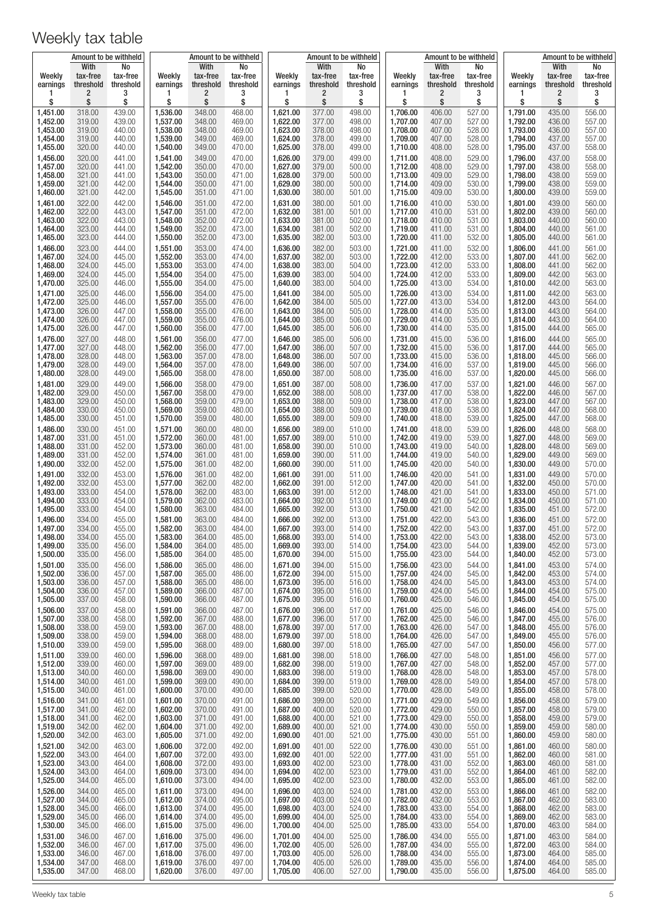# Weekly tax table

| Weekly earnings 1 $ | Amount to be withheld With tax-free threshold 2 $ | Amount to be withheld No tax-free threshold 3 $ | Weekly earnings 1 $ | Amount to be withheld With tax-free threshold 2 $ | Amount to be withheld No tax-free threshold 3 $ | Weekly earnings 1 $ | Amount to be withheld With tax-free threshold 2 $ | Amount to be withheld No tax-free threshold 3 $ | Weekly earnings 1 $ | Amount to be withheld With tax-free threshold 2 $ | Amount to be withheld No tax-free threshold 3 $ | Weekly earnings 1 $ | Amount to be withheld With tax-free threshold 2 $ | Amount to be withheld No tax-free threshold 3 $ |
|---|---|---|---|---|---|---|---|---|---|---|---|---|---|---|
| 1,451.00 | 318.00 | 439.00 | 1,536.00 | 348.00 | 468.00 | 1,621.00 | 377.00 | 498.00 | 1,706.00 | 406.00 | 527.00 | 1,791.00 | 435.00 | 556.00 |
| 1,452.00 | 319.00 | 439.00 | 1,537.00 | 348.00 | 469.00 | 1,622.00 | 377.00 | 498.00 | 1,707.00 | 407.00 | 527.00 | 1,792.00 | 436.00 | 557.00 |
| 1,453.00 | 319.00 | 440.00 | 1,538.00 | 348.00 | 469.00 | 1,623.00 | 378.00 | 498.00 | 1,708.00 | 407.00 | 528.00 | 1,793.00 | 436.00 | 557.00 |
| 1,454.00 | 319.00 | 440.00 | 1,539.00 | 349.00 | 469.00 | 1,624.00 | 378.00 | 499.00 | 1,709.00 | 407.00 | 528.00 | 1,794.00 | 437.00 | 557.00 |
| 1,455.00 | 320.00 | 440.00 | 1,540.00 | 349.00 | 470.00 | 1,625.00 | 378.00 | 499.00 | 1,710.00 | 408.00 | 528.00 | 1,795.00 | 437.00 | 558.00 |
| 1,456.00 | 320.00 | 441.00 | 1,541.00 | 349.00 | 470.00 | 1,626.00 | 379.00 | 499.00 | 1,711.00 | 408.00 | 529.00 | 1,796.00 | 437.00 | 558.00 |
| 1,457.00 | 320.00 | 441.00 | 1,542.00 | 350.00 | 470.00 | 1,627.00 | 379.00 | 500.00 | 1,712.00 | 408.00 | 529.00 | 1,797.00 | 438.00 | 558.00 |
| 1,458.00 | 321.00 | 441.00 | 1,543.00 | 350.00 | 471.00 | 1,628.00 | 379.00 | 500.00 | 1,713.00 | 409.00 | 529.00 | 1,798.00 | 438.00 | 559.00 |
| 1,459.00 | 321.00 | 442.00 | 1,544.00 | 350.00 | 471.00 | 1,629.00 | 380.00 | 500.00 | 1,714.00 | 409.00 | 530.00 | 1,799.00 | 438.00 | 559.00 |
| 1,460.00 | 321.00 | 442.00 | 1,545.00 | 351.00 | 471.00 | 1,630.00 | 380.00 | 501.00 | 1,715.00 | 409.00 | 530.00 | 1,800.00 | 439.00 | 559.00 |
| 1,461.00 | 322.00 | 442.00 | 1,546.00 | 351.00 | 472.00 | 1,631.00 | 380.00 | 501.00 | 1,716.00 | 410.00 | 530.00 | 1,801.00 | 439.00 | 560.00 |
| 1,462.00 | 322.00 | 443.00 | 1,547.00 | 351.00 | 472.00 | 1,632.00 | 381.00 | 501.00 | 1,717.00 | 410.00 | 531.00 | 1,802.00 | 439.00 | 560.00 |
| 1,463.00 | 322.00 | 443.00 | 1,548.00 | 352.00 | 472.00 | 1,633.00 | 381.00 | 502.00 | 1,718.00 | 410.00 | 531.00 | 1,803.00 | 440.00 | 560.00 |
| 1,464.00 | 323.00 | 444.00 | 1,549.00 | 352.00 | 473.00 | 1,634.00 | 381.00 | 502.00 | 1,719.00 | 411.00 | 531.00 | 1,804.00 | 440.00 | 561.00 |
| 1,465.00 | 323.00 | 444.00 | 1,550.00 | 352.00 | 473.00 | 1,635.00 | 382.00 | 503.00 | 1,720.00 | 411.00 | 532.00 | 1,805.00 | 440.00 | 561.00 |
| 1,466.00 | 323.00 | 444.00 | 1,551.00 | 353.00 | 474.00 | 1,636.00 | 382.00 | 503.00 | 1,721.00 | 411.00 | 532.00 | 1,806.00 | 441.00 | 561.00 |
| 1,467.00 | 324.00 | 445.00 | 1,552.00 | 353.00 | 474.00 | 1,637.00 | 382.00 | 503.00 | 1,722.00 | 412.00 | 533.00 | 1,807.00 | 441.00 | 562.00 |
| 1,468.00 | 324.00 | 445.00 | 1,553.00 | 353.00 | 474.00 | 1,638.00 | 383.00 | 504.00 | 1,723.00 | 412.00 | 533.00 | 1,808.00 | 441.00 | 562.00 |
| 1,469.00 | 324.00 | 445.00 | 1,554.00 | 354.00 | 475.00 | 1,639.00 | 383.00 | 504.00 | 1,724.00 | 412.00 | 533.00 | 1,809.00 | 442.00 | 563.00 |
| 1,470.00 | 325.00 | 446.00 | 1,555.00 | 354.00 | 475.00 | 1,640.00 | 383.00 | 504.00 | 1,725.00 | 413.00 | 534.00 | 1,810.00 | 442.00 | 563.00 |
| 1,471.00 | 325.00 | 446.00 | 1,556.00 | 354.00 | 475.00 | 1,641.00 | 384.00 | 505.00 | 1,726.00 | 413.00 | 534.00 | 1,811.00 | 442.00 | 563.00 |
| 1,472.00 | 325.00 | 446.00 | 1,557.00 | 355.00 | 476.00 | 1,642.00 | 384.00 | 505.00 | 1,727.00 | 413.00 | 534.00 | 1,812.00 | 443.00 | 564.00 |
| 1,473.00 | 326.00 | 447.00 | 1,558.00 | 355.00 | 476.00 | 1,643.00 | 384.00 | 505.00 | 1,728.00 | 414.00 | 535.00 | 1,813.00 | 443.00 | 564.00 |
| 1,474.00 | 326.00 | 447.00 | 1,559.00 | 355.00 | 476.00 | 1,644.00 | 385.00 | 506.00 | 1,729.00 | 414.00 | 535.00 | 1,814.00 | 443.00 | 564.00 |
| 1,475.00 | 326.00 | 447.00 | 1,560.00 | 356.00 | 477.00 | 1,645.00 | 385.00 | 506.00 | 1,730.00 | 414.00 | 535.00 | 1,815.00 | 444.00 | 565.00 |
| 1,476.00 | 327.00 | 448.00 | 1,561.00 | 356.00 | 477.00 | 1,646.00 | 385.00 | 506.00 | 1,731.00 | 415.00 | 536.00 | 1,816.00 | 444.00 | 565.00 |
| 1,477.00 | 327.00 | 448.00 | 1,562.00 | 356.00 | 477.00 | 1,647.00 | 386.00 | 507.00 | 1,732.00 | 415.00 | 536.00 | 1,817.00 | 444.00 | 565.00 |
| 1,478.00 | 328.00 | 448.00 | 1,563.00 | 357.00 | 478.00 | 1,648.00 | 386.00 | 507.00 | 1,733.00 | 415.00 | 536.00 | 1,818.00 | 445.00 | 566.00 |
| 1,479.00 | 328.00 | 449.00 | 1,564.00 | 357.00 | 478.00 | 1,649.00 | 386.00 | 507.00 | 1,734.00 | 416.00 | 537.00 | 1,819.00 | 445.00 | 566.00 |
| 1,480.00 | 328.00 | 449.00 | 1,565.00 | 358.00 | 478.00 | 1,650.00 | 387.00 | 508.00 | 1,735.00 | 416.00 | 537.00 | 1,820.00 | 445.00 | 566.00 |
| 1,481.00 | 329.00 | 449.00 | 1,566.00 | 358.00 | 479.00 | 1,651.00 | 387.00 | 508.00 | 1,736.00 | 417.00 | 537.00 | 1,821.00 | 446.00 | 567.00 |
| 1,482.00 | 329.00 | 450.00 | 1,567.00 | 358.00 | 479.00 | 1,652.00 | 388.00 | 508.00 | 1,737.00 | 417.00 | 538.00 | 1,822.00 | 446.00 | 567.00 |
| 1,483.00 | 329.00 | 450.00 | 1,568.00 | 359.00 | 479.00 | 1,653.00 | 388.00 | 509.00 | 1,738.00 | 417.00 | 538.00 | 1,823.00 | 447.00 | 567.00 |
| 1,484.00 | 330.00 | 450.00 | 1,569.00 | 359.00 | 480.00 | 1,654.00 | 388.00 | 509.00 | 1,739.00 | 418.00 | 538.00 | 1,824.00 | 447.00 | 568.00 |
| 1,485.00 | 330.00 | 451.00 | 1,570.00 | 359.00 | 480.00 | 1,655.00 | 389.00 | 509.00 | 1,740.00 | 418.00 | 539.00 | 1,825.00 | 447.00 | 568.00 |
| 1,486.00 | 330.00 | 451.00 | 1,571.00 | 360.00 | 480.00 | 1,656.00 | 389.00 | 510.00 | 1,741.00 | 418.00 | 539.00 | 1,826.00 | 448.00 | 568.00 |
| 1,487.00 | 331.00 | 451.00 | 1,572.00 | 360.00 | 481.00 | 1,657.00 | 389.00 | 510.00 | 1,742.00 | 419.00 | 539.00 | 1,827.00 | 448.00 | 569.00 |
| 1,488.00 | 331.00 | 452.00 | 1,573.00 | 360.00 | 481.00 | 1,658.00 | 390.00 | 510.00 | 1,743.00 | 419.00 | 540.00 | 1,828.00 | 448.00 | 569.00 |
| 1,489.00 | 331.00 | 452.00 | 1,574.00 | 361.00 | 481.00 | 1,659.00 | 390.00 | 511.00 | 1,744.00 | 419.00 | 540.00 | 1,829.00 | 449.00 | 569.00 |
| 1,490.00 | 332.00 | 452.00 | 1,575.00 | 361.00 | 482.00 | 1,660.00 | 390.00 | 511.00 | 1,745.00 | 420.00 | 540.00 | 1,830.00 | 449.00 | 570.00 |
| 1,491.00 | 332.00 | 453.00 | 1,576.00 | 361.00 | 482.00 | 1,661.00 | 391.00 | 511.00 | 1,746.00 | 420.00 | 541.00 | 1,831.00 | 449.00 | 570.00 |
| 1,492.00 | 332.00 | 453.00 | 1,577.00 | 362.00 | 482.00 | 1,662.00 | 391.00 | 512.00 | 1,747.00 | 420.00 | 541.00 | 1,832.00 | 450.00 | 570.00 |
| 1,493.00 | 333.00 | 454.00 | 1,578.00 | 362.00 | 483.00 | 1,663.00 | 391.00 | 512.00 | 1,748.00 | 421.00 | 541.00 | 1,833.00 | 450.00 | 571.00 |
| 1,494.00 | 333.00 | 454.00 | 1,579.00 | 362.00 | 483.00 | 1,664.00 | 392.00 | 513.00 | 1,749.00 | 421.00 | 542.00 | 1,834.00 | 450.00 | 571.00 |
| 1,495.00 | 333.00 | 454.00 | 1,580.00 | 363.00 | 484.00 | 1,665.00 | 392.00 | 513.00 | 1,750.00 | 421.00 | 542.00 | 1,835.00 | 451.00 | 572.00 |
| 1,496.00 | 334.00 | 455.00 | 1,581.00 | 363.00 | 484.00 | 1,666.00 | 392.00 | 513.00 | 1,751.00 | 422.00 | 543.00 | 1,836.00 | 451.00 | 572.00 |
| 1,497.00 | 334.00 | 455.00 | 1,582.00 | 363.00 | 484.00 | 1,667.00 | 393.00 | 514.00 | 1,752.00 | 422.00 | 543.00 | 1,837.00 | 451.00 | 572.00 |
| 1,498.00 | 334.00 | 455.00 | 1,583.00 | 364.00 | 485.00 | 1,668.00 | 393.00 | 514.00 | 1,753.00 | 422.00 | 543.00 | 1,838.00 | 452.00 | 573.00 |
| 1,499.00 | 335.00 | 456.00 | 1,584.00 | 364.00 | 485.00 | 1,669.00 | 393.00 | 514.00 | 1,754.00 | 423.00 | 544.00 | 1,839.00 | 452.00 | 573.00 |
| 1,500.00 | 335.00 | 456.00 | 1,585.00 | 364.00 | 485.00 | 1,670.00 | 394.00 | 515.00 | 1,755.00 | 423.00 | 544.00 | 1,840.00 | 452.00 | 573.00 |
| 1,501.00 | 335.00 | 456.00 | 1,586.00 | 365.00 | 486.00 | 1,671.00 | 394.00 | 515.00 | 1,756.00 | 423.00 | 544.00 | 1,841.00 | 453.00 | 574.00 |
| 1,502.00 | 336.00 | 457.00 | 1,587.00 | 365.00 | 486.00 | 1,672.00 | 394.00 | 515.00 | 1,757.00 | 424.00 | 545.00 | 1,842.00 | 453.00 | 574.00 |
| 1,503.00 | 336.00 | 457.00 | 1,588.00 | 365.00 | 486.00 | 1,673.00 | 395.00 | 516.00 | 1,758.00 | 424.00 | 545.00 | 1,843.00 | 453.00 | 574.00 |
| 1,504.00 | 336.00 | 457.00 | 1,589.00 | 366.00 | 487.00 | 1,674.00 | 395.00 | 516.00 | 1,759.00 | 424.00 | 545.00 | 1,844.00 | 454.00 | 575.00 |
| 1,505.00 | 337.00 | 458.00 | 1,590.00 | 366.00 | 487.00 | 1,675.00 | 395.00 | 516.00 | 1,760.00 | 425.00 | 546.00 | 1,845.00 | 454.00 | 575.00 |
| 1,506.00 | 337.00 | 458.00 | 1,591.00 | 366.00 | 487.00 | 1,676.00 | 396.00 | 517.00 | 1,761.00 | 425.00 | 546.00 | 1,846.00 | 454.00 | 575.00 |
| 1,507.00 | 338.00 | 458.00 | 1,592.00 | 367.00 | 488.00 | 1,677.00 | 396.00 | 517.00 | 1,762.00 | 425.00 | 546.00 | 1,847.00 | 455.00 | 576.00 |
| 1,508.00 | 338.00 | 459.00 | 1,593.00 | 367.00 | 488.00 | 1,678.00 | 397.00 | 517.00 | 1,763.00 | 426.00 | 547.00 | 1,848.00 | 455.00 | 576.00 |
| 1,509.00 | 338.00 | 459.00 | 1,594.00 | 368.00 | 488.00 | 1,679.00 | 397.00 | 518.00 | 1,764.00 | 426.00 | 547.00 | 1,849.00 | 455.00 | 576.00 |
| 1,510.00 | 339.00 | 459.00 | 1,595.00 | 368.00 | 489.00 | 1,680.00 | 397.00 | 518.00 | 1,765.00 | 427.00 | 547.00 | 1,850.00 | 456.00 | 577.00 |
| 1,511.00 | 339.00 | 460.00 | 1,596.00 | 368.00 | 489.00 | 1,681.00 | 398.00 | 518.00 | 1,766.00 | 427.00 | 548.00 | 1,851.00 | 456.00 | 577.00 |
| 1,512.00 | 339.00 | 460.00 | 1,597.00 | 369.00 | 489.00 | 1,682.00 | 398.00 | 519.00 | 1,767.00 | 427.00 | 548.00 | 1,852.00 | 457.00 | 577.00 |
| 1,513.00 | 340.00 | 460.00 | 1,598.00 | 369.00 | 490.00 | 1,683.00 | 398.00 | 519.00 | 1,768.00 | 428.00 | 548.00 | 1,853.00 | 457.00 | 578.00 |
| 1,514.00 | 340.00 | 461.00 | 1,599.00 | 369.00 | 490.00 | 1,684.00 | 399.00 | 519.00 | 1,769.00 | 428.00 | 549.00 | 1,854.00 | 457.00 | 578.00 |
| 1,515.00 | 340.00 | 461.00 | 1,600.00 | 370.00 | 490.00 | 1,685.00 | 399.00 | 520.00 | 1,770.00 | 428.00 | 549.00 | 1,855.00 | 458.00 | 578.00 |
| 1,516.00 | 341.00 | 461.00 | 1,601.00 | 370.00 | 491.00 | 1,686.00 | 399.00 | 520.00 | 1,771.00 | 429.00 | 549.00 | 1,856.00 | 458.00 | 579.00 |
| 1,517.00 | 341.00 | 462.00 | 1,602.00 | 370.00 | 491.00 | 1,687.00 | 400.00 | 520.00 | 1,772.00 | 429.00 | 550.00 | 1,857.00 | 458.00 | 579.00 |
| 1,518.00 | 341.00 | 462.00 | 1,603.00 | 371.00 | 491.00 | 1,688.00 | 400.00 | 521.00 | 1,773.00 | 429.00 | 550.00 | 1,858.00 | 459.00 | 579.00 |
| 1,519.00 | 342.00 | 462.00 | 1,604.00 | 371.00 | 492.00 | 1,689.00 | 400.00 | 521.00 | 1,774.00 | 430.00 | 550.00 | 1,859.00 | 459.00 | 580.00 |
| 1,520.00 | 342.00 | 463.00 | 1,605.00 | 371.00 | 492.00 | 1,690.00 | 401.00 | 521.00 | 1,775.00 | 430.00 | 551.00 | 1,860.00 | 459.00 | 580.00 |
| 1,521.00 | 342.00 | 463.00 | 1,606.00 | 372.00 | 492.00 | 1,691.00 | 401.00 | 522.00 | 1,776.00 | 430.00 | 551.00 | 1,861.00 | 460.00 | 580.00 |
| 1,522.00 | 343.00 | 464.00 | 1,607.00 | 372.00 | 493.00 | 1,692.00 | 401.00 | 522.00 | 1,777.00 | 431.00 | 551.00 | 1,862.00 | 460.00 | 581.00 |
| 1,523.00 | 343.00 | 464.00 | 1,608.00 | 372.00 | 493.00 | 1,693.00 | 402.00 | 523.00 | 1,778.00 | 431.00 | 552.00 | 1,863.00 | 460.00 | 581.00 |
| 1,524.00 | 343.00 | 464.00 | 1,609.00 | 373.00 | 494.00 | 1,694.00 | 402.00 | 523.00 | 1,779.00 | 431.00 | 552.00 | 1,864.00 | 461.00 | 582.00 |
| 1,525.00 | 344.00 | 465.00 | 1,610.00 | 373.00 | 494.00 | 1,695.00 | 402.00 | 523.00 | 1,780.00 | 432.00 | 553.00 | 1,865.00 | 461.00 | 582.00 |
| 1,526.00 | 344.00 | 465.00 | 1,611.00 | 373.00 | 494.00 | 1,696.00 | 403.00 | 524.00 | 1,781.00 | 432.00 | 553.00 | 1,866.00 | 461.00 | 582.00 |
| 1,527.00 | 344.00 | 465.00 | 1,612.00 | 374.00 | 495.00 | 1,697.00 | 403.00 | 524.00 | 1,782.00 | 432.00 | 553.00 | 1,867.00 | 462.00 | 583.00 |
| 1,528.00 | 345.00 | 466.00 | 1,613.00 | 374.00 | 495.00 | 1,698.00 | 403.00 | 524.00 | 1,783.00 | 433.00 | 554.00 | 1,868.00 | 462.00 | 583.00 |
| 1,529.00 | 345.00 | 466.00 | 1,614.00 | 374.00 | 495.00 | 1,699.00 | 404.00 | 525.00 | 1,784.00 | 433.00 | 554.00 | 1,869.00 | 462.00 | 583.00 |
| 1,530.00 | 345.00 | 466.00 | 1,615.00 | 375.00 | 496.00 | 1,700.00 | 404.00 | 525.00 | 1,785.00 | 433.00 | 554.00 | 1,870.00 | 463.00 | 584.00 |
| 1,531.00 | 346.00 | 467.00 | 1,616.00 | 375.00 | 496.00 | 1,701.00 | 404.00 | 525.00 | 1,786.00 | 434.00 | 555.00 | 1,871.00 | 463.00 | 584.00 |
| 1,532.00 | 346.00 | 467.00 | 1,617.00 | 375.00 | 496.00 | 1,702.00 | 405.00 | 526.00 | 1,787.00 | 434.00 | 555.00 | 1,872.00 | 463.00 | 584.00 |
| 1,533.00 | 346.00 | 467.00 | 1,618.00 | 376.00 | 497.00 | 1,703.00 | 405.00 | 526.00 | 1,788.00 | 434.00 | 555.00 | 1,873.00 | 464.00 | 585.00 |
| 1,534.00 | 347.00 | 468.00 | 1,619.00 | 376.00 | 497.00 | 1,704.00 | 405.00 | 526.00 | 1,789.00 | 435.00 | 556.00 | 1,874.00 | 464.00 | 585.00 |
| 1,535.00 | 347.00 | 468.00 | 1,620.00 | 376.00 | 497.00 | 1,705.00 | 406.00 | 527.00 | 1,790.00 | 435.00 | 556.00 | 1,875.00 | 464.00 | 585.00 |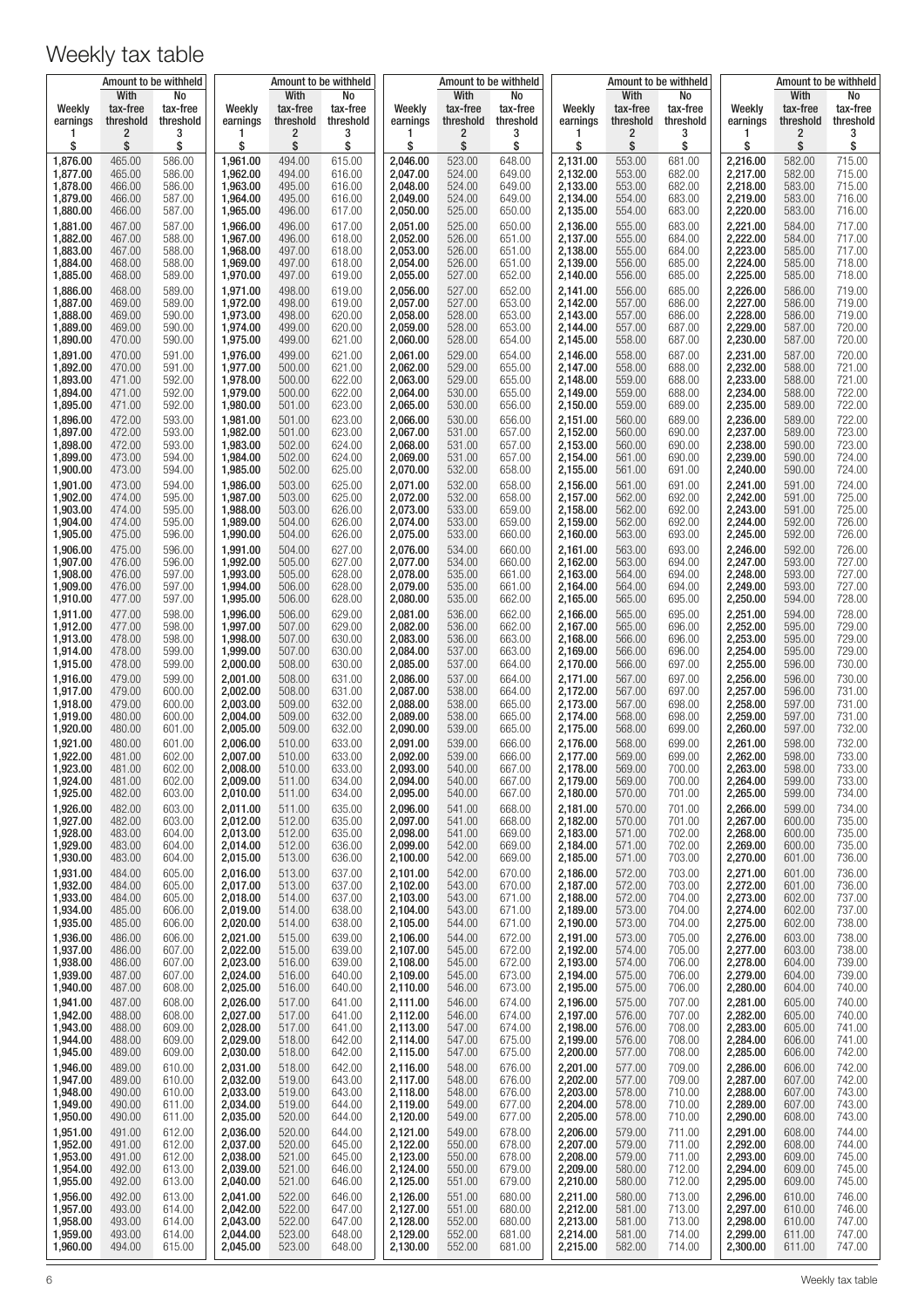# Weekly tax table

| Weekly earnings | Amount to be withheld | |
|---|---|---|
| | With tax-free threshold | No tax-free threshold |
| 1 | 2 | 3 |
| $ | $ | $ |
| 1,876.00 | 465.00 | 586.00 |
| 1,877.00 | 465.00 | 586.00 |
| 1,878.00 | 466.00 | 586.00 |
| 1,879.00 | 466.00 | 587.00 |
| 1,880.00 | 466.00 | 587.00 |
| 1,881.00 | 467.00 | 587.00 |
| 1,882.00 | 467.00 | 588.00 |
| 1,883.00 | 467.00 | 588.00 |
| 1,884.00 | 468.00 | 588.00 |
| 1,885.00 | 468.00 | 589.00 |
| 1,886.00 | 468.00 | 589.00 |
| 1,887.00 | 469.00 | 589.00 |
| 1,888.00 | 469.00 | 590.00 |
| 1,889.00 | 469.00 | 590.00 |
| 1,890.00 | 470.00 | 590.00 |
| 1,891.00 | 470.00 | 591.00 |
| 1,892.00 | 470.00 | 591.00 |
| 1,893.00 | 471.00 | 592.00 |
| 1,894.00 | 471.00 | 592.00 |
| 1,895.00 | 471.00 | 592.00 |
| 1,896.00 | 472.00 | 593.00 |
| 1,897.00 | 472.00 | 593.00 |
| 1,898.00 | 472.00 | 593.00 |
| 1,899.00 | 473.00 | 594.00 |
| 1,900.00 | 473.00 | 594.00 |
| 1,901.00 | 473.00 | 594.00 |
| 1,902.00 | 474.00 | 595.00 |
| 1,903.00 | 474.00 | 595.00 |
| 1,904.00 | 474.00 | 595.00 |
| 1,905.00 | 475.00 | 596.00 |
| 1,906.00 | 475.00 | 596.00 |
| 1,907.00 | 476.00 | 596.00 |
| 1,908.00 | 476.00 | 597.00 |
| 1,909.00 | 476.00 | 597.00 |
| 1,910.00 | 477.00 | 597.00 |
| 1,911.00 | 477.00 | 598.00 |
| 1,912.00 | 477.00 | 598.00 |
| 1,913.00 | 478.00 | 598.00 |
| 1,914.00 | 478.00 | 599.00 |
| 1,915.00 | 478.00 | 599.00 |
| 1,916.00 | 479.00 | 599.00 |
| 1,917.00 | 479.00 | 600.00 |
| 1,918.00 | 479.00 | 600.00 |
| 1,919.00 | 480.00 | 600.00 |
| 1,920.00 | 480.00 | 601.00 |
| 1,921.00 | 480.00 | 601.00 |
| 1,922.00 | 481.00 | 602.00 |
| 1,923.00 | 481.00 | 602.00 |
| 1,924.00 | 481.00 | 602.00 |
| 1,925.00 | 482.00 | 603.00 |
| 1,926.00 | 482.00 | 603.00 |
| 1,927.00 | 482.00 | 603.00 |
| 1,928.00 | 483.00 | 604.00 |
| 1,929.00 | 483.00 | 604.00 |
| 1,930.00 | 483.00 | 604.00 |
| 1,931.00 | 484.00 | 605.00 |
| 1,932.00 | 484.00 | 605.00 |
| 1,933.00 | 484.00 | 605.00 |
| 1,934.00 | 485.00 | 606.00 |
| 1,935.00 | 485.00 | 606.00 |
| 1,936.00 | 486.00 | 606.00 |
| 1,937.00 | 486.00 | 607.00 |
| 1,938.00 | 486.00 | 607.00 |
| 1,939.00 | 487.00 | 607.00 |
| 1,940.00 | 487.00 | 608.00 |
| 1,941.00 | 487.00 | 608.00 |
| 1,942.00 | 488.00 | 608.00 |
| 1,943.00 | 488.00 | 609.00 |
| 1,944.00 | 488.00 | 609.00 |
| 1,945.00 | 489.00 | 609.00 |
| 1,946.00 | 489.00 | 610.00 |
| 1,947.00 | 489.00 | 610.00 |
| 1,948.00 | 490.00 | 610.00 |
| 1,949.00 | 490.00 | 611.00 |
| 1,950.00 | 490.00 | 611.00 |
| 1,951.00 | 491.00 | 612.00 |
| 1,952.00 | 491.00 | 612.00 |
| 1,953.00 | 491.00 | 612.00 |
| 1,954.00 | 492.00 | 613.00 |
| 1,955.00 | 492.00 | 613.00 |
| 1,956.00 | 492.00 | 613.00 |
| 1,957.00 | 493.00 | 614.00 |
| 1,958.00 | 493.00 | 614.00 |
| 1,959.00 | 493.00 | 614.00 |
| 1,960.00 | 494.00 | 615.00 |
| 1,961.00 | 494.00 | 615.00 |
| 1,962.00 | 494.00 | 616.00 |
| 1,963.00 | 495.00 | 616.00 |
| 1,964.00 | 495.00 | 616.00 |
| 1,965.00 | 496.00 | 617.00 |
| 1,966.00 | 496.00 | 617.00 |
| 1,967.00 | 496.00 | 618.00 |
| 1,968.00 | 497.00 | 618.00 |
| 1,969.00 | 497.00 | 618.00 |
| 1,970.00 | 497.00 | 619.00 |
| 1,971.00 | 498.00 | 619.00 |
| 1,972.00 | 498.00 | 619.00 |
| 1,973.00 | 498.00 | 620.00 |
| 1,974.00 | 499.00 | 620.00 |
| 1,975.00 | 499.00 | 621.00 |
| 1,976.00 | 499.00 | 621.00 |
| 1,977.00 | 500.00 | 621.00 |
| 1,978.00 | 500.00 | 622.00 |
| 1,979.00 | 500.00 | 622.00 |
| 1,980.00 | 501.00 | 623.00 |
| 1,981.00 | 501.00 | 623.00 |
| 1,982.00 | 501.00 | 623.00 |
| 1,983.00 | 502.00 | 624.00 |
| 1,984.00 | 502.00 | 624.00 |
| 1,985.00 | 502.00 | 625.00 |
| 1,986.00 | 503.00 | 625.00 |
| 1,987.00 | 503.00 | 625.00 |
| 1,988.00 | 503.00 | 626.00 |
| 1,989.00 | 504.00 | 626.00 |
| 1,990.00 | 504.00 | 626.00 |
| 1,991.00 | 504.00 | 627.00 |
| 1,992.00 | 505.00 | 627.00 |
| 1,993.00 | 505.00 | 628.00 |
| 1,994.00 | 506.00 | 628.00 |
| 1,995.00 | 506.00 | 628.00 |
| 1,996.00 | 506.00 | 629.00 |
| 1,997.00 | 507.00 | 629.00 |
| 1,998.00 | 507.00 | 630.00 |
| 1,999.00 | 507.00 | 630.00 |
| 2,000.00 | 508.00 | 630.00 |
| 2,001.00 | 508.00 | 631.00 |
| 2,002.00 | 508.00 | 631.00 |
| 2,003.00 | 509.00 | 632.00 |
| 2,004.00 | 509.00 | 632.00 |
| 2,005.00 | 509.00 | 632.00 |
| 2,006.00 | 510.00 | 633.00 |
| 2,007.00 | 510.00 | 633.00 |
| 2,008.00 | 510.00 | 633.00 |
| 2,009.00 | 511.00 | 634.00 |
| 2,010.00 | 511.00 | 634.00 |
| 2,011.00 | 511.00 | 635.00 |
| 2,012.00 | 512.00 | 635.00 |
| 2,013.00 | 512.00 | 635.00 |
| 2,014.00 | 512.00 | 636.00 |
| 2,015.00 | 513.00 | 636.00 |
| 2,016.00 | 513.00 | 637.00 |
| 2,017.00 | 513.00 | 637.00 |
| 2,018.00 | 514.00 | 637.00 |
| 2,019.00 | 514.00 | 638.00 |
| 2,020.00 | 514.00 | 638.00 |
| 2,021.00 | 515.00 | 639.00 |
| 2,022.00 | 515.00 | 639.00 |
| 2,023.00 | 516.00 | 639.00 |
| 2,024.00 | 516.00 | 640.00 |
| 2,025.00 | 516.00 | 640.00 |
| 2,026.00 | 517.00 | 641.00 |
| 2,027.00 | 517.00 | 641.00 |
| 2,028.00 | 517.00 | 641.00 |
| 2,029.00 | 518.00 | 642.00 |
| 2,030.00 | 518.00 | 642.00 |
| 2,031.00 | 518.00 | 642.00 |
| 2,032.00 | 519.00 | 643.00 |
| 2,033.00 | 519.00 | 643.00 |
| 2,034.00 | 519.00 | 644.00 |
| 2,035.00 | 520.00 | 644.00 |
| 2,036.00 | 520.00 | 644.00 |
| 2,037.00 | 520.00 | 645.00 |
| 2,038.00 | 521.00 | 645.00 |
| 2,039.00 | 521.00 | 646.00 |
| 2,040.00 | 521.00 | 646.00 |
| 2,041.00 | 522.00 | 646.00 |
| 2,042.00 | 522.00 | 647.00 |
| 2,043.00 | 522.00 | 647.00 |
| 2,044.00 | 523.00 | 648.00 |
| 2,045.00 | 523.00 | 648.00 |
| 2,046.00 | 523.00 | 648.00 |
| 2,047.00 | 524.00 | 649.00 |
| 2,048.00 | 524.00 | 649.00 |
| 2,049.00 | 524.00 | 649.00 |
| 2,050.00 | 525.00 | 650.00 |
| 2,051.00 | 525.00 | 650.00 |
| 2,052.00 | 526.00 | 651.00 |
| 2,053.00 | 526.00 | 651.00 |
| 2,054.00 | 526.00 | 651.00 |
| 2,055.00 | 527.00 | 652.00 |
| 2,056.00 | 527.00 | 652.00 |
| 2,057.00 | 527.00 | 653.00 |
| 2,058.00 | 528.00 | 653.00 |
| 2,059.00 | 528.00 | 653.00 |
| 2,060.00 | 528.00 | 654.00 |
| 2,061.00 | 529.00 | 654.00 |
| 2,062.00 | 529.00 | 655.00 |
| 2,063.00 | 529.00 | 655.00 |
| 2,064.00 | 530.00 | 655.00 |
| 2,065.00 | 530.00 | 656.00 |
| 2,066.00 | 530.00 | 656.00 |
| 2,067.00 | 531.00 | 657.00 |
| 2,068.00 | 531.00 | 657.00 |
| 2,069.00 | 531.00 | 657.00 |
| 2,070.00 | 532.00 | 658.00 |
| 2,071.00 | 532.00 | 658.00 |
| 2,072.00 | 532.00 | 658.00 |
| 2,073.00 | 533.00 | 659.00 |
| 2,074.00 | 533.00 | 659.00 |
| 2,075.00 | 533.00 | 660.00 |
| 2,076.00 | 534.00 | 660.00 |
| 2,077.00 | 534.00 | 660.00 |
| 2,078.00 | 535.00 | 661.00 |
| 2,079.00 | 535.00 | 661.00 |
| 2,080.00 | 535.00 | 662.00 |
| 2,081.00 | 536.00 | 662.00 |
| 2,082.00 | 536.00 | 662.00 |
| 2,083.00 | 536.00 | 663.00 |
| 2,084.00 | 537.00 | 663.00 |
| 2,085.00 | 537.00 | 664.00 |
| 2,086.00 | 537.00 | 664.00 |
| 2,087.00 | 538.00 | 664.00 |
| 2,088.00 | 538.00 | 665.00 |
| 2,089.00 | 538.00 | 665.00 |
| 2,090.00 | 539.00 | 665.00 |
| 2,091.00 | 539.00 | 666.00 |
| 2,092.00 | 539.00 | 666.00 |
| 2,093.00 | 540.00 | 667.00 |
| 2,094.00 | 540.00 | 667.00 |
| 2,095.00 | 540.00 | 667.00 |
| 2,096.00 | 541.00 | 668.00 |
| 2,097.00 | 541.00 | 668.00 |
| 2,098.00 | 541.00 | 669.00 |
| 2,099.00 | 542.00 | 669.00 |
| 2,100.00 | 542.00 | 669.00 |
| 2,101.00 | 542.00 | 670.00 |
| 2,102.00 | 543.00 | 670.00 |
| 2,103.00 | 543.00 | 671.00 |
| 2,104.00 | 543.00 | 671.00 |
| 2,105.00 | 544.00 | 671.00 |
| 2,106.00 | 544.00 | 672.00 |
| 2,107.00 | 545.00 | 672.00 |
| 2,108.00 | 545.00 | 672.00 |
| 2,109.00 | 545.00 | 673.00 |
| 2,110.00 | 546.00 | 673.00 |
| 2,111.00 | 546.00 | 674.00 |
| 2,112.00 | 546.00 | 674.00 |
| 2,113.00 | 547.00 | 674.00 |
| 2,114.00 | 547.00 | 675.00 |
| 2,115.00 | 547.00 | 675.00 |
| 2,116.00 | 548.00 | 676.00 |
| 2,117.00 | 548.00 | 676.00 |
| 2,118.00 | 548.00 | 676.00 |
| 2,119.00 | 549.00 | 677.00 |
| 2,120.00 | 549.00 | 677.00 |
| 2,121.00 | 549.00 | 678.00 |
| 2,122.00 | 550.00 | 678.00 |
| 2,123.00 | 550.00 | 678.00 |
| 2,124.00 | 550.00 | 679.00 |
| 2,125.00 | 551.00 | 679.00 |
| 2,126.00 | 551.00 | 680.00 |
| 2,127.00 | 551.00 | 680.00 |
| 2,128.00 | 552.00 | 680.00 |
| 2,129.00 | 552.00 | 681.00 |
| 2,130.00 | 552.00 | 681.00 |
| 2,131.00 | 553.00 | 681.00 |
| 2,132.00 | 553.00 | 682.00 |
| 2,133.00 | 553.00 | 682.00 |
| 2,134.00 | 554.00 | 683.00 |
| 2,135.00 | 554.00 | 683.00 |
| 2,136.00 | 555.00 | 683.00 |
| 2,137.00 | 555.00 | 684.00 |
| 2,138.00 | 555.00 | 684.00 |
| 2,139.00 | 556.00 | 685.00 |
| 2,140.00 | 556.00 | 685.00 |
| 2,141.00 | 556.00 | 685.00 |
| 2,142.00 | 557.00 | 686.00 |
| 2,143.00 | 557.00 | 686.00 |
| 2,144.00 | 557.00 | 687.00 |
| 2,145.00 | 558.00 | 687.00 |
| 2,146.00 | 558.00 | 687.00 |
| 2,147.00 | 558.00 | 688.00 |
| 2,148.00 | 559.00 | 688.00 |
| 2,149.00 | 559.00 | 688.00 |
| 2,150.00 | 559.00 | 689.00 |
| 2,151.00 | 560.00 | 689.00 |
| 2,152.00 | 560.00 | 690.00 |
| 2,153.00 | 560.00 | 690.00 |
| 2,154.00 | 561.00 | 690.00 |
| 2,155.00 | 561.00 | 691.00 |
| 2,156.00 | 561.00 | 691.00 |
| 2,157.00 | 562.00 | 692.00 |
| 2,158.00 | 562.00 | 692.00 |
| 2,159.00 | 562.00 | 692.00 |
| 2,160.00 | 563.00 | 693.00 |
| 2,161.00 | 563.00 | 693.00 |
| 2,162.00 | 563.00 | 694.00 |
| 2,163.00 | 564.00 | 694.00 |
| 2,164.00 | 564.00 | 694.00 |
| 2,165.00 | 565.00 | 695.00 |
| 2,166.00 | 565.00 | 695.00 |
| 2,167.00 | 565.00 | 696.00 |
| 2,168.00 | 566.00 | 696.00 |
| 2,169.00 | 566.00 | 696.00 |
| 2,170.00 | 566.00 | 697.00 |
| 2,171.00 | 567.00 | 697.00 |
| 2,172.00 | 567.00 | 697.00 |
| 2,173.00 | 567.00 | 698.00 |
| 2,174.00 | 568.00 | 698.00 |
| 2,175.00 | 568.00 | 699.00 |
| 2,176.00 | 568.00 | 699.00 |
| 2,177.00 | 569.00 | 699.00 |
| 2,178.00 | 569.00 | 700.00 |
| 2,179.00 | 569.00 | 700.00 |
| 2,180.00 | 570.00 | 701.00 |
| 2,181.00 | 570.00 | 701.00 |
| 2,182.00 | 570.00 | 701.00 |
| 2,183.00 | 571.00 | 702.00 |
| 2,184.00 | 571.00 | 702.00 |
| 2,185.00 | 571.00 | 703.00 |
| 2,186.00 | 572.00 | 703.00 |
| 2,187.00 | 572.00 | 703.00 |
| 2,188.00 | 572.00 | 704.00 |
| 2,189.00 | 573.00 | 704.00 |
| 2,190.00 | 573.00 | 704.00 |
| 2,191.00 | 573.00 | 705.00 |
| 2,192.00 | 574.00 | 705.00 |
| 2,193.00 | 574.00 | 706.00 |
| 2,194.00 | 575.00 | 706.00 |
| 2,195.00 | 575.00 | 706.00 |
| 2,196.00 | 575.00 | 707.00 |
| 2,197.00 | 576.00 | 707.00 |
| 2,198.00 | 576.00 | 708.00 |
| 2,199.00 | 576.00 | 708.00 |
| 2,200.00 | 577.00 | 708.00 |
| 2,201.00 | 577.00 | 709.00 |
| 2,202.00 | 577.00 | 709.00 |
| 2,203.00 | 578.00 | 710.00 |
| 2,204.00 | 578.00 | 710.00 |
| 2,205.00 | 578.00 | 710.00 |
| 2,206.00 | 579.00 | 711.00 |
| 2,207.00 | 579.00 | 711.00 |
| 2,208.00 | 579.00 | 711.00 |
| 2,209.00 | 580.00 | 712.00 |
| 2,210.00 | 580.00 | 712.00 |
| 2,211.00 | 580.00 | 713.00 |
| 2,212.00 | 581.00 | 713.00 |
| 2,213.00 | 581.00 | 713.00 |
| 2,214.00 | 581.00 | 714.00 |
| 2,215.00 | 582.00 | 714.00 |
| 2,216.00 | 582.00 | 715.00 |
| 2,217.00 | 582.00 | 715.00 |
| 2,218.00 | 583.00 | 715.00 |
| 2,219.00 | 583.00 | 716.00 |
| 2,220.00 | 583.00 | 716.00 |
| 2,221.00 | 584.00 | 717.00 |
| 2,222.00 | 584.00 | 717.00 |
| 2,223.00 | 585.00 | 717.00 |
| 2,224.00 | 585.00 | 718.00 |
| 2,225.00 | 585.00 | 718.00 |
| 2,226.00 | 586.00 | 719.00 |
| 2,227.00 | 586.00 | 719.00 |
| 2,228.00 | 586.00 | 719.00 |
| 2,229.00 | 587.00 | 720.00 |
| 2,230.00 | 587.00 | 720.00 |
| 2,231.00 | 587.00 | 720.00 |
| 2,232.00 | 588.00 | 721.00 |
| 2,233.00 | 588.00 | 721.00 |
| 2,234.00 | 588.00 | 722.00 |
| 2,235.00 | 589.00 | 722.00 |
| 2,236.00 | 589.00 | 722.00 |
| 2,237.00 | 589.00 | 723.00 |
| 2,238.00 | 590.00 | 723.00 |
| 2,239.00 | 590.00 | 724.00 |
| 2,240.00 | 590.00 | 724.00 |
| 2,241.00 | 591.00 | 724.00 |
| 2,242.00 | 591.00 | 725.00 |
| 2,243.00 | 591.00 | 725.00 |
| 2,244.00 | 592.00 | 726.00 |
| 2,245.00 | 592.00 | 726.00 |
| 2,246.00 | 592.00 | 726.00 |
| 2,247.00 | 593.00 | 727.00 |
| 2,248.00 | 593.00 | 727.00 |
| 2,249.00 | 593.00 | 727.00 |
| 2,250.00 | 594.00 | 728.00 |
| 2,251.00 | 594.00 | 728.00 |
| 2,252.00 | 595.00 | 729.00 |
| 2,253.00 | 595.00 | 729.00 |
| 2,254.00 | 595.00 | 729.00 |
| 2,255.00 | 596.00 | 730.00 |
| 2,256.00 | 596.00 | 730.00 |
| 2,257.00 | 596.00 | 731.00 |
| 2,258.00 | 597.00 | 731.00 |
| 2,259.00 | 597.00 | 731.00 |
| 2,260.00 | 597.00 | 732.00 |
| 2,261.00 | 598.00 | 732.00 |
| 2,262.00 | 598.00 | 733.00 |
| 2,263.00 | 598.00 | 733.00 |
| 2,264.00 | 599.00 | 733.00 |
| 2,265.00 | 599.00 | 734.00 |
| 2,266.00 | 599.00 | 734.00 |
| 2,267.00 | 600.00 | 735.00 |
| 2,268.00 | 600.00 | 735.00 |
| 2,269.00 | 600.00 | 735.00 |
| 2,270.00 | 601.00 | 736.00 |
| 2,271.00 | 601.00 | 736.00 |
| 2,272.00 | 601.00 | 736.00 |
| 2,273.00 | 602.00 | 737.00 |
| 2,274.00 | 602.00 | 737.00 |
| 2,275.00 | 602.00 | 738.00 |
| 2,276.00 | 603.00 | 738.00 |
| 2,277.00 | 603.00 | 738.00 |
| 2,278.00 | 604.00 | 739.00 |
| 2,279.00 | 604.00 | 739.00 |
| 2,280.00 | 604.00 | 740.00 |
| 2,281.00 | 605.00 | 740.00 |
| 2,282.00 | 605.00 | 740.00 |
| 2,283.00 | 605.00 | 741.00 |
| 2,284.00 | 606.00 | 741.00 |
| 2,285.00 | 606.00 | 742.00 |
| 2,286.00 | 606.00 | 742.00 |
| 2,287.00 | 607.00 | 742.00 |
| 2,288.00 | 607.00 | 743.00 |
| 2,289.00 | 607.00 | 743.00 |
| 2,290.00 | 608.00 | 743.00 |
| 2,291.00 | 608.00 | 744.00 |
| 2,292.00 | 608.00 | 744.00 |
| 2,293.00 | 609.00 | 745.00 |
| 2,294.00 | 609.00 | 745.00 |
| 2,295.00 | 609.00 | 745.00 |
| 2,296.00 | 610.00 | 746.00 |
| 2,297.00 | 610.00 | 746.00 |
| 2,298.00 | 610.00 | 747.00 |
| 2,299.00 | 611.00 | 747.00 |
| 2,300.00 | 611.00 | 747.00 |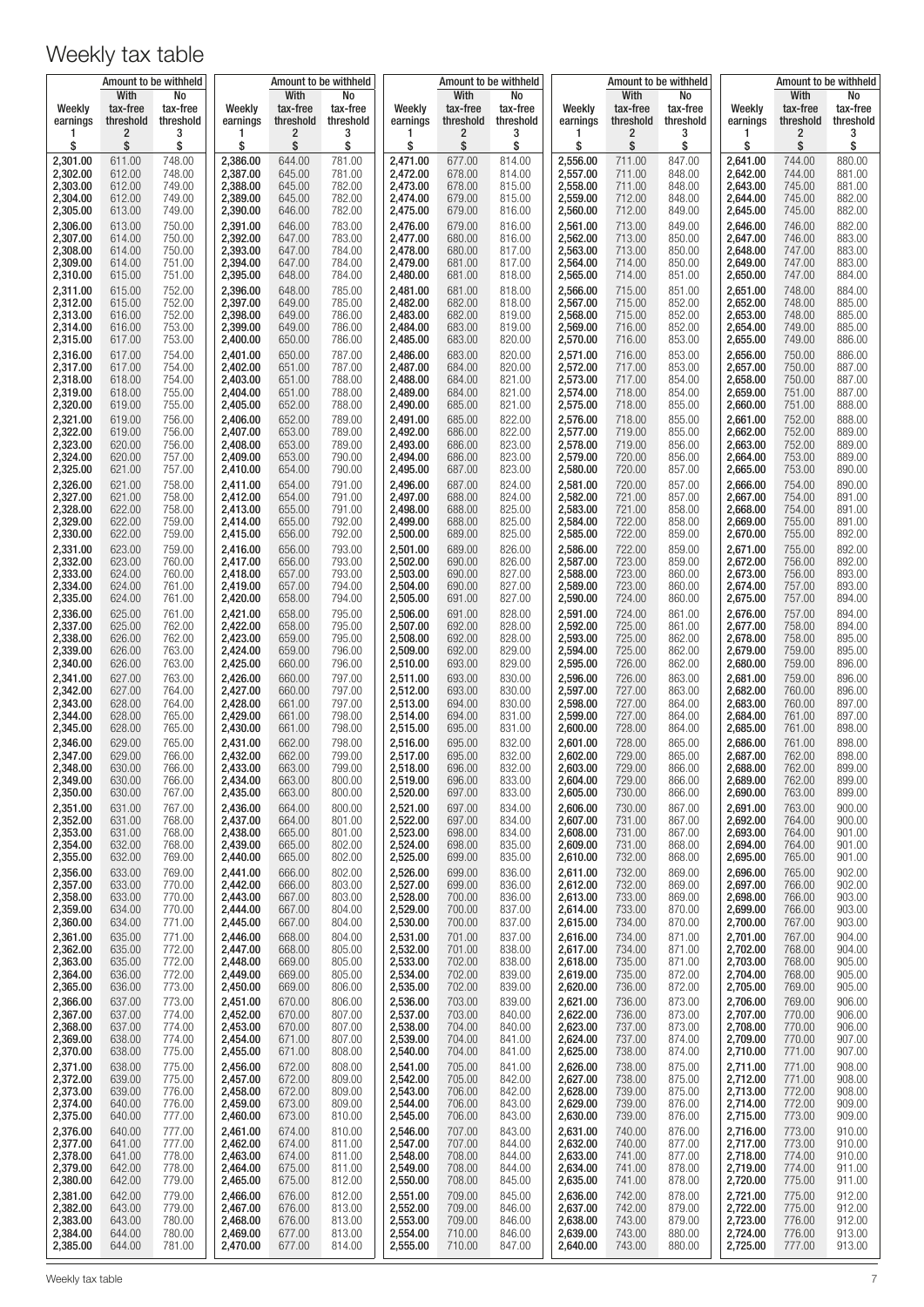# Weekly tax table

| Weekly earnings | Amount to be withheld: With tax-free threshold | Amount to be withheld: No tax-free threshold |
|---|---|---|
| 1 | 2 | 3 |
| $ | $ | $ |
| 2,301.00 | 611.00 | 748.00 |
| 2,302.00 | 612.00 | 748.00 |
| 2,303.00 | 612.00 | 749.00 |
| 2,304.00 | 612.00 | 749.00 |
| 2,305.00 | 613.00 | 749.00 |
| 2,306.00 | 613.00 | 750.00 |
| 2,307.00 | 614.00 | 750.00 |
| 2,308.00 | 614.00 | 750.00 |
| 2,309.00 | 614.00 | 751.00 |
| 2,310.00 | 615.00 | 751.00 |
| 2,311.00 | 615.00 | 752.00 |
| 2,312.00 | 615.00 | 752.00 |
| 2,313.00 | 616.00 | 752.00 |
| 2,314.00 | 616.00 | 753.00 |
| 2,315.00 | 617.00 | 753.00 |
| 2,316.00 | 617.00 | 754.00 |
| 2,317.00 | 617.00 | 754.00 |
| 2,318.00 | 618.00 | 754.00 |
| 2,319.00 | 618.00 | 755.00 |
| 2,320.00 | 619.00 | 755.00 |
| 2,321.00 | 619.00 | 756.00 |
| 2,322.00 | 619.00 | 756.00 |
| 2,323.00 | 620.00 | 756.00 |
| 2,324.00 | 620.00 | 757.00 |
| 2,325.00 | 621.00 | 757.00 |
| 2,326.00 | 621.00 | 758.00 |
| 2,327.00 | 621.00 | 758.00 |
| 2,328.00 | 622.00 | 758.00 |
| 2,329.00 | 622.00 | 759.00 |
| 2,330.00 | 622.00 | 759.00 |
| 2,331.00 | 623.00 | 759.00 |
| 2,332.00 | 623.00 | 760.00 |
| 2,333.00 | 624.00 | 760.00 |
| 2,334.00 | 624.00 | 761.00 |
| 2,335.00 | 624.00 | 761.00 |
| 2,336.00 | 625.00 | 761.00 |
| 2,337.00 | 625.00 | 762.00 |
| 2,338.00 | 626.00 | 762.00 |
| 2,339.00 | 626.00 | 763.00 |
| 2,340.00 | 626.00 | 763.00 |
| 2,341.00 | 627.00 | 763.00 |
| 2,342.00 | 627.00 | 764.00 |
| 2,343.00 | 628.00 | 764.00 |
| 2,344.00 | 628.00 | 765.00 |
| 2,345.00 | 628.00 | 765.00 |
| 2,346.00 | 629.00 | 765.00 |
| 2,347.00 | 629.00 | 766.00 |
| 2,348.00 | 630.00 | 766.00 |
| 2,349.00 | 630.00 | 766.00 |
| 2,350.00 | 630.00 | 767.00 |
| 2,351.00 | 631.00 | 767.00 |
| 2,352.00 | 631.00 | 768.00 |
| 2,353.00 | 631.00 | 768.00 |
| 2,354.00 | 632.00 | 768.00 |
| 2,355.00 | 632.00 | 769.00 |
| 2,356.00 | 633.00 | 769.00 |
| 2,357.00 | 633.00 | 770.00 |
| 2,358.00 | 633.00 | 770.00 |
| 2,359.00 | 634.00 | 770.00 |
| 2,360.00 | 634.00 | 771.00 |
| 2,361.00 | 635.00 | 771.00 |
| 2,362.00 | 635.00 | 772.00 |
| 2,363.00 | 635.00 | 772.00 |
| 2,364.00 | 636.00 | 772.00 |
| 2,365.00 | 636.00 | 773.00 |
| 2,366.00 | 637.00 | 773.00 |
| 2,367.00 | 637.00 | 774.00 |
| 2,368.00 | 637.00 | 774.00 |
| 2,369.00 | 638.00 | 774.00 |
| 2,370.00 | 638.00 | 775.00 |
| 2,371.00 | 638.00 | 775.00 |
| 2,372.00 | 639.00 | 775.00 |
| 2,373.00 | 639.00 | 776.00 |
| 2,374.00 | 640.00 | 776.00 |
| 2,375.00 | 640.00 | 777.00 |
| 2,376.00 | 640.00 | 777.00 |
| 2,377.00 | 641.00 | 777.00 |
| 2,378.00 | 641.00 | 778.00 |
| 2,379.00 | 642.00 | 778.00 |
| 2,380.00 | 642.00 | 779.00 |
| 2,381.00 | 642.00 | 779.00 |
| 2,382.00 | 643.00 | 779.00 |
| 2,383.00 | 643.00 | 780.00 |
| 2,384.00 | 644.00 | 780.00 |
| 2,385.00 | 644.00 | 781.00 |
| 2,386.00 | 644.00 | 781.00 |
| 2,387.00 | 645.00 | 781.00 |
| 2,388.00 | 645.00 | 782.00 |
| 2,389.00 | 645.00 | 782.00 |
| 2,390.00 | 646.00 | 782.00 |
| 2,391.00 | 646.00 | 783.00 |
| 2,392.00 | 647.00 | 783.00 |
| 2,393.00 | 647.00 | 784.00 |
| 2,394.00 | 647.00 | 784.00 |
| 2,395.00 | 648.00 | 784.00 |
| 2,396.00 | 648.00 | 785.00 |
| 2,397.00 | 649.00 | 785.00 |
| 2,398.00 | 649.00 | 786.00 |
| 2,399.00 | 649.00 | 786.00 |
| 2,400.00 | 650.00 | 786.00 |
| 2,401.00 | 650.00 | 787.00 |
| 2,402.00 | 651.00 | 787.00 |
| 2,403.00 | 651.00 | 788.00 |
| 2,404.00 | 651.00 | 788.00 |
| 2,405.00 | 652.00 | 788.00 |
| 2,406.00 | 652.00 | 789.00 |
| 2,407.00 | 653.00 | 789.00 |
| 2,408.00 | 653.00 | 789.00 |
| 2,409.00 | 653.00 | 790.00 |
| 2,410.00 | 654.00 | 790.00 |
| 2,411.00 | 654.00 | 791.00 |
| 2,412.00 | 654.00 | 791.00 |
| 2,413.00 | 655.00 | 791.00 |
| 2,414.00 | 655.00 | 792.00 |
| 2,415.00 | 656.00 | 792.00 |
| 2,416.00 | 656.00 | 793.00 |
| 2,417.00 | 656.00 | 793.00 |
| 2,418.00 | 657.00 | 793.00 |
| 2,419.00 | 657.00 | 794.00 |
| 2,420.00 | 658.00 | 794.00 |
| 2,421.00 | 658.00 | 795.00 |
| 2,422.00 | 658.00 | 795.00 |
| 2,423.00 | 659.00 | 795.00 |
| 2,424.00 | 659.00 | 796.00 |
| 2,425.00 | 660.00 | 796.00 |
| 2,426.00 | 660.00 | 797.00 |
| 2,427.00 | 660.00 | 797.00 |
| 2,428.00 | 661.00 | 797.00 |
| 2,429.00 | 661.00 | 798.00 |
| 2,430.00 | 661.00 | 798.00 |
| 2,431.00 | 662.00 | 798.00 |
| 2,432.00 | 662.00 | 799.00 |
| 2,433.00 | 663.00 | 799.00 |
| 2,434.00 | 663.00 | 800.00 |
| 2,435.00 | 663.00 | 800.00 |
| 2,436.00 | 664.00 | 800.00 |
| 2,437.00 | 664.00 | 801.00 |
| 2,438.00 | 665.00 | 801.00 |
| 2,439.00 | 665.00 | 802.00 |
| 2,440.00 | 665.00 | 802.00 |
| 2,441.00 | 666.00 | 802.00 |
| 2,442.00 | 666.00 | 803.00 |
| 2,443.00 | 667.00 | 803.00 |
| 2,444.00 | 667.00 | 804.00 |
| 2,445.00 | 667.00 | 804.00 |
| 2,446.00 | 668.00 | 804.00 |
| 2,447.00 | 668.00 | 805.00 |
| 2,448.00 | 669.00 | 805.00 |
| 2,449.00 | 669.00 | 805.00 |
| 2,450.00 | 669.00 | 806.00 |
| 2,451.00 | 670.00 | 806.00 |
| 2,452.00 | 670.00 | 807.00 |
| 2,453.00 | 670.00 | 807.00 |
| 2,454.00 | 671.00 | 807.00 |
| 2,455.00 | 671.00 | 808.00 |
| 2,456.00 | 672.00 | 808.00 |
| 2,457.00 | 672.00 | 809.00 |
| 2,458.00 | 672.00 | 809.00 |
| 2,459.00 | 673.00 | 809.00 |
| 2,460.00 | 673.00 | 810.00 |
| 2,461.00 | 674.00 | 810.00 |
| 2,462.00 | 674.00 | 811.00 |
| 2,463.00 | 674.00 | 811.00 |
| 2,464.00 | 675.00 | 811.00 |
| 2,465.00 | 675.00 | 812.00 |
| 2,466.00 | 676.00 | 812.00 |
| 2,467.00 | 676.00 | 813.00 |
| 2,468.00 | 676.00 | 813.00 |
| 2,469.00 | 677.00 | 813.00 |
| 2,470.00 | 677.00 | 814.00 |
| 2,471.00 | 677.00 | 814.00 |
| 2,472.00 | 678.00 | 814.00 |
| 2,473.00 | 678.00 | 815.00 |
| 2,474.00 | 679.00 | 815.00 |
| 2,475.00 | 679.00 | 816.00 |
| 2,476.00 | 679.00 | 816.00 |
| 2,477.00 | 680.00 | 816.00 |
| 2,478.00 | 680.00 | 817.00 |
| 2,479.00 | 681.00 | 817.00 |
| 2,480.00 | 681.00 | 818.00 |
| 2,481.00 | 681.00 | 818.00 |
| 2,482.00 | 682.00 | 818.00 |
| 2,483.00 | 682.00 | 819.00 |
| 2,484.00 | 683.00 | 819.00 |
| 2,485.00 | 683.00 | 820.00 |
| 2,486.00 | 683.00 | 820.00 |
| 2,487.00 | 684.00 | 820.00 |
| 2,488.00 | 684.00 | 821.00 |
| 2,489.00 | 684.00 | 821.00 |
| 2,490.00 | 685.00 | 821.00 |
| 2,491.00 | 685.00 | 822.00 |
| 2,492.00 | 686.00 | 822.00 |
| 2,493.00 | 686.00 | 823.00 |
| 2,494.00 | 686.00 | 823.00 |
| 2,495.00 | 687.00 | 823.00 |
| 2,496.00 | 687.00 | 824.00 |
| 2,497.00 | 688.00 | 824.00 |
| 2,498.00 | 688.00 | 825.00 |
| 2,499.00 | 688.00 | 825.00 |
| 2,500.00 | 689.00 | 825.00 |
| 2,501.00 | 689.00 | 826.00 |
| 2,502.00 | 690.00 | 826.00 |
| 2,503.00 | 690.00 | 827.00 |
| 2,504.00 | 690.00 | 827.00 |
| 2,505.00 | 691.00 | 827.00 |
| 2,506.00 | 691.00 | 828.00 |
| 2,507.00 | 692.00 | 828.00 |
| 2,508.00 | 692.00 | 828.00 |
| 2,509.00 | 692.00 | 829.00 |
| 2,510.00 | 693.00 | 829.00 |
| 2,511.00 | 693.00 | 830.00 |
| 2,512.00 | 693.00 | 830.00 |
| 2,513.00 | 694.00 | 830.00 |
| 2,514.00 | 694.00 | 831.00 |
| 2,515.00 | 695.00 | 831.00 |
| 2,516.00 | 695.00 | 832.00 |
| 2,517.00 | 695.00 | 832.00 |
| 2,518.00 | 696.00 | 832.00 |
| 2,519.00 | 696.00 | 833.00 |
| 2,520.00 | 697.00 | 833.00 |
| 2,521.00 | 697.00 | 834.00 |
| 2,522.00 | 697.00 | 834.00 |
| 2,523.00 | 698.00 | 834.00 |
| 2,524.00 | 698.00 | 835.00 |
| 2,525.00 | 699.00 | 835.00 |
| 2,526.00 | 699.00 | 836.00 |
| 2,527.00 | 699.00 | 836.00 |
| 2,528.00 | 700.00 | 836.00 |
| 2,529.00 | 700.00 | 837.00 |
| 2,530.00 | 700.00 | 837.00 |
| 2,531.00 | 701.00 | 837.00 |
| 2,532.00 | 701.00 | 838.00 |
| 2,533.00 | 702.00 | 838.00 |
| 2,534.00 | 702.00 | 839.00 |
| 2,535.00 | 702.00 | 839.00 |
| 2,536.00 | 703.00 | 839.00 |
| 2,537.00 | 703.00 | 840.00 |
| 2,538.00 | 704.00 | 840.00 |
| 2,539.00 | 704.00 | 841.00 |
| 2,540.00 | 704.00 | 841.00 |
| 2,541.00 | 705.00 | 841.00 |
| 2,542.00 | 705.00 | 842.00 |
| 2,543.00 | 706.00 | 842.00 |
| 2,544.00 | 706.00 | 843.00 |
| 2,545.00 | 706.00 | 843.00 |
| 2,546.00 | 707.00 | 843.00 |
| 2,547.00 | 707.00 | 844.00 |
| 2,548.00 | 708.00 | 844.00 |
| 2,549.00 | 708.00 | 844.00 |
| 2,550.00 | 708.00 | 845.00 |
| 2,551.00 | 709.00 | 845.00 |
| 2,552.00 | 709.00 | 846.00 |
| 2,553.00 | 709.00 | 846.00 |
| 2,554.00 | 710.00 | 846.00 |
| 2,555.00 | 710.00 | 847.00 |
| 2,556.00 | 711.00 | 847.00 |
| 2,557.00 | 711.00 | 848.00 |
| 2,558.00 | 711.00 | 848.00 |
| 2,559.00 | 712.00 | 848.00 |
| 2,560.00 | 712.00 | 849.00 |
| 2,561.00 | 713.00 | 849.00 |
| 2,562.00 | 713.00 | 850.00 |
| 2,563.00 | 713.00 | 850.00 |
| 2,564.00 | 714.00 | 850.00 |
| 2,565.00 | 714.00 | 851.00 |
| 2,566.00 | 715.00 | 851.00 |
| 2,567.00 | 715.00 | 852.00 |
| 2,568.00 | 715.00 | 852.00 |
| 2,569.00 | 716.00 | 852.00 |
| 2,570.00 | 716.00 | 853.00 |
| 2,571.00 | 716.00 | 853.00 |
| 2,572.00 | 717.00 | 853.00 |
| 2,573.00 | 717.00 | 854.00 |
| 2,574.00 | 718.00 | 854.00 |
| 2,575.00 | 718.00 | 855.00 |
| 2,576.00 | 718.00 | 855.00 |
| 2,577.00 | 719.00 | 855.00 |
| 2,578.00 | 719.00 | 856.00 |
| 2,579.00 | 720.00 | 856.00 |
| 2,580.00 | 720.00 | 857.00 |
| 2,581.00 | 720.00 | 857.00 |
| 2,582.00 | 721.00 | 857.00 |
| 2,583.00 | 721.00 | 858.00 |
| 2,584.00 | 722.00 | 858.00 |
| 2,585.00 | 722.00 | 859.00 |
| 2,586.00 | 722.00 | 859.00 |
| 2,587.00 | 723.00 | 859.00 |
| 2,588.00 | 723.00 | 860.00 |
| 2,589.00 | 723.00 | 860.00 |
| 2,590.00 | 724.00 | 860.00 |
| 2,591.00 | 724.00 | 861.00 |
| 2,592.00 | 725.00 | 861.00 |
| 2,593.00 | 725.00 | 862.00 |
| 2,594.00 | 725.00 | 862.00 |
| 2,595.00 | 726.00 | 862.00 |
| 2,596.00 | 726.00 | 863.00 |
| 2,597.00 | 727.00 | 863.00 |
| 2,598.00 | 727.00 | 864.00 |
| 2,599.00 | 727.00 | 864.00 |
| 2,600.00 | 728.00 | 864.00 |
| 2,601.00 | 728.00 | 865.00 |
| 2,602.00 | 729.00 | 865.00 |
| 2,603.00 | 729.00 | 866.00 |
| 2,604.00 | 729.00 | 866.00 |
| 2,605.00 | 730.00 | 866.00 |
| 2,606.00 | 730.00 | 867.00 |
| 2,607.00 | 731.00 | 867.00 |
| 2,608.00 | 731.00 | 867.00 |
| 2,609.00 | 731.00 | 868.00 |
| 2,610.00 | 732.00 | 868.00 |
| 2,611.00 | 732.00 | 869.00 |
| 2,612.00 | 732.00 | 869.00 |
| 2,613.00 | 733.00 | 869.00 |
| 2,614.00 | 733.00 | 870.00 |
| 2,615.00 | 734.00 | 870.00 |
| 2,616.00 | 734.00 | 871.00 |
| 2,617.00 | 734.00 | 871.00 |
| 2,618.00 | 735.00 | 871.00 |
| 2,619.00 | 735.00 | 872.00 |
| 2,620.00 | 736.00 | 872.00 |
| 2,621.00 | 736.00 | 873.00 |
| 2,622.00 | 736.00 | 873.00 |
| 2,623.00 | 737.00 | 873.00 |
| 2,624.00 | 737.00 | 874.00 |
| 2,625.00 | 738.00 | 874.00 |
| 2,626.00 | 738.00 | 875.00 |
| 2,627.00 | 738.00 | 875.00 |
| 2,628.00 | 739.00 | 875.00 |
| 2,629.00 | 739.00 | 876.00 |
| 2,630.00 | 739.00 | 876.00 |
| 2,631.00 | 740.00 | 876.00 |
| 2,632.00 | 740.00 | 877.00 |
| 2,633.00 | 741.00 | 877.00 |
| 2,634.00 | 741.00 | 878.00 |
| 2,635.00 | 741.00 | 878.00 |
| 2,636.00 | 742.00 | 878.00 |
| 2,637.00 | 742.00 | 879.00 |
| 2,638.00 | 743.00 | 879.00 |
| 2,639.00 | 743.00 | 880.00 |
| 2,640.00 | 743.00 | 880.00 |
| 2,641.00 | 744.00 | 880.00 |
| 2,642.00 | 744.00 | 881.00 |
| 2,643.00 | 745.00 | 881.00 |
| 2,644.00 | 745.00 | 882.00 |
| 2,645.00 | 745.00 | 882.00 |
| 2,646.00 | 746.00 | 882.00 |
| 2,647.00 | 746.00 | 883.00 |
| 2,648.00 | 747.00 | 883.00 |
| 2,649.00 | 747.00 | 883.00 |
| 2,650.00 | 747.00 | 884.00 |
| 2,651.00 | 748.00 | 884.00 |
| 2,652.00 | 748.00 | 885.00 |
| 2,653.00 | 748.00 | 885.00 |
| 2,654.00 | 749.00 | 885.00 |
| 2,655.00 | 749.00 | 886.00 |
| 2,656.00 | 750.00 | 886.00 |
| 2,657.00 | 750.00 | 887.00 |
| 2,658.00 | 750.00 | 887.00 |
| 2,659.00 | 751.00 | 887.00 |
| 2,660.00 | 751.00 | 888.00 |
| 2,661.00 | 752.00 | 888.00 |
| 2,662.00 | 752.00 | 889.00 |
| 2,663.00 | 752.00 | 889.00 |
| 2,664.00 | 753.00 | 889.00 |
| 2,665.00 | 753.00 | 890.00 |
| 2,666.00 | 754.00 | 890.00 |
| 2,667.00 | 754.00 | 891.00 |
| 2,668.00 | 754.00 | 891.00 |
| 2,669.00 | 755.00 | 891.00 |
| 2,670.00 | 755.00 | 892.00 |
| 2,671.00 | 755.00 | 892.00 |
| 2,672.00 | 756.00 | 892.00 |
| 2,673.00 | 756.00 | 893.00 |
| 2,674.00 | 757.00 | 893.00 |
| 2,675.00 | 757.00 | 894.00 |
| 2,676.00 | 757.00 | 894.00 |
| 2,677.00 | 758.00 | 894.00 |
| 2,678.00 | 758.00 | 895.00 |
| 2,679.00 | 759.00 | 895.00 |
| 2,680.00 | 759.00 | 896.00 |
| 2,681.00 | 759.00 | 896.00 |
| 2,682.00 | 760.00 | 896.00 |
| 2,683.00 | 760.00 | 897.00 |
| 2,684.00 | 761.00 | 897.00 |
| 2,685.00 | 761.00 | 898.00 |
| 2,686.00 | 761.00 | 898.00 |
| 2,687.00 | 762.00 | 898.00 |
| 2,688.00 | 762.00 | 899.00 |
| 2,689.00 | 762.00 | 899.00 |
| 2,690.00 | 763.00 | 899.00 |
| 2,691.00 | 763.00 | 900.00 |
| 2,692.00 | 764.00 | 900.00 |
| 2,693.00 | 764.00 | 901.00 |
| 2,694.00 | 764.00 | 901.00 |
| 2,695.00 | 765.00 | 901.00 |
| 2,696.00 | 765.00 | 902.00 |
| 2,697.00 | 766.00 | 902.00 |
| 2,698.00 | 766.00 | 903.00 |
| 2,699.00 | 766.00 | 903.00 |
| 2,700.00 | 767.00 | 903.00 |
| 2,701.00 | 767.00 | 904.00 |
| 2,702.00 | 768.00 | 904.00 |
| 2,703.00 | 768.00 | 905.00 |
| 2,704.00 | 768.00 | 905.00 |
| 2,705.00 | 769.00 | 905.00 |
| 2,706.00 | 769.00 | 906.00 |
| 2,707.00 | 770.00 | 906.00 |
| 2,708.00 | 770.00 | 906.00 |
| 2,709.00 | 770.00 | 907.00 |
| 2,710.00 | 771.00 | 907.00 |
| 2,711.00 | 771.00 | 908.00 |
| 2,712.00 | 771.00 | 908.00 |
| 2,713.00 | 772.00 | 908.00 |
| 2,714.00 | 772.00 | 909.00 |
| 2,715.00 | 773.00 | 909.00 |
| 2,716.00 | 773.00 | 910.00 |
| 2,717.00 | 773.00 | 910.00 |
| 2,718.00 | 774.00 | 910.00 |
| 2,719.00 | 774.00 | 911.00 |
| 2,720.00 | 775.00 | 911.00 |
| 2,721.00 | 775.00 | 912.00 |
| 2,722.00 | 775.00 | 912.00 |
| 2,723.00 | 776.00 | 912.00 |
| 2,724.00 | 776.00 | 913.00 |
| 2,725.00 | 777.00 | 913.00 |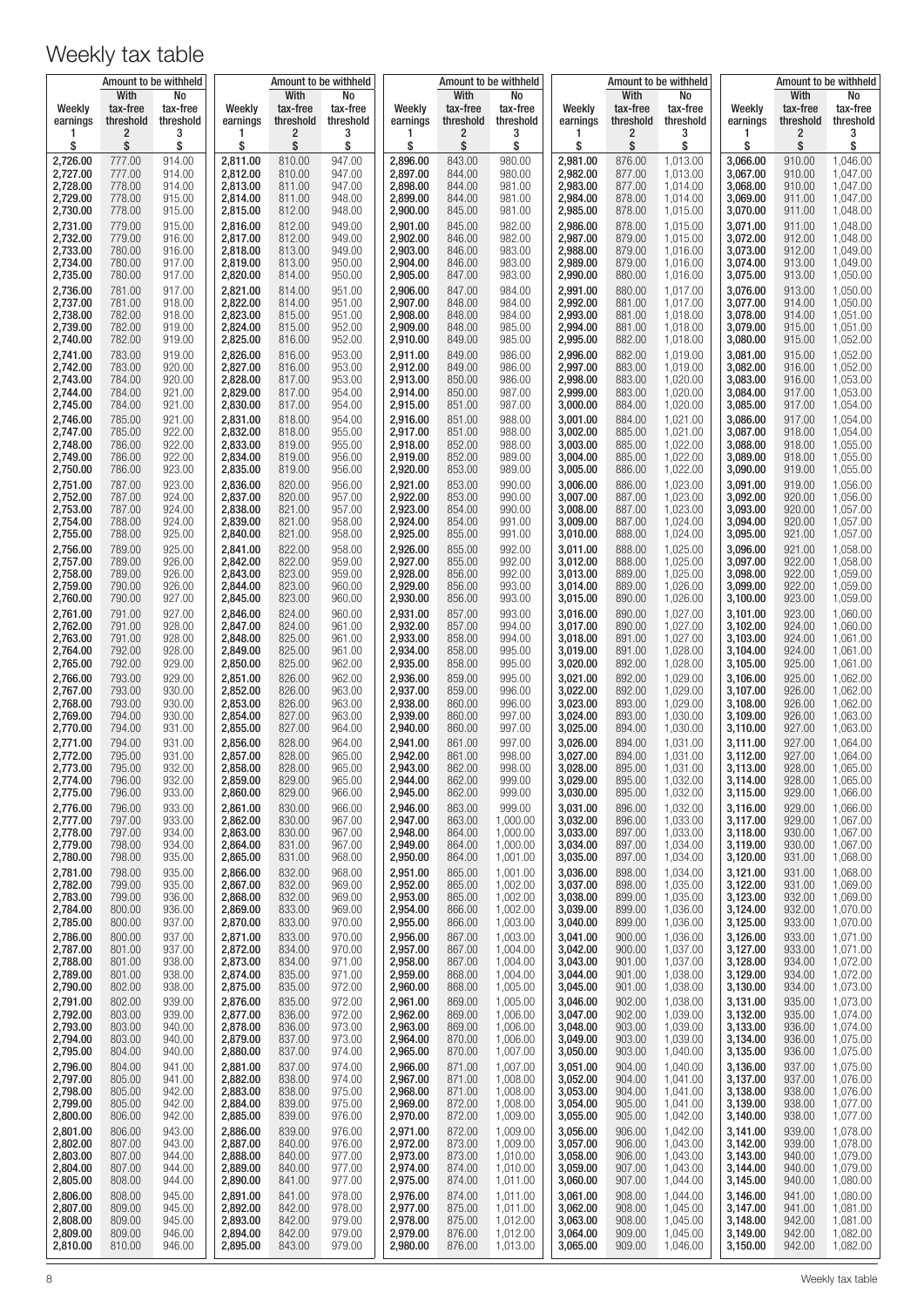# Weekly tax table

| Weekly earnings 1 $ | With tax-free threshold 2 $ | No tax-free threshold 3 $ | Weekly earnings 1 $ | With tax-free threshold 2 $ | No tax-free threshold 3 $ | Weekly earnings 1 $ | With tax-free threshold 2 $ | No tax-free threshold 3 $ | Weekly earnings 1 $ | With tax-free threshold 2 $ | No tax-free threshold 3 $ | Weekly earnings 1 $ | With tax-free threshold 2 $ | No tax-free threshold 3 $ |
|---|---|---|---|---|---|---|---|---|---|---|---|---|---|---|
| 2,726.00 | 777.00 | 914.00 | 2,811.00 | 810.00 | 947.00 | 2,896.00 | 843.00 | 980.00 | 2,981.00 | 876.00 | 1,013.00 | 3,066.00 | 910.00 | 1,046.00 |
| 2,727.00 | 777.00 | 914.00 | 2,812.00 | 810.00 | 947.00 | 2,897.00 | 844.00 | 980.00 | 2,982.00 | 877.00 | 1,013.00 | 3,067.00 | 910.00 | 1,047.00 |
| 2,728.00 | 778.00 | 914.00 | 2,813.00 | 811.00 | 947.00 | 2,898.00 | 844.00 | 981.00 | 2,983.00 | 877.00 | 1,014.00 | 3,068.00 | 910.00 | 1,047.00 |
| 2,729.00 | 778.00 | 915.00 | 2,814.00 | 811.00 | 948.00 | 2,899.00 | 844.00 | 981.00 | 2,984.00 | 878.00 | 1,014.00 | 3,069.00 | 911.00 | 1,047.00 |
| 2,730.00 | 778.00 | 915.00 | 2,815.00 | 812.00 | 948.00 | 2,900.00 | 845.00 | 981.00 | 2,985.00 | 878.00 | 1,015.00 | 3,070.00 | 911.00 | 1,048.00 |
| 2,731.00 | 779.00 | 915.00 | 2,816.00 | 812.00 | 949.00 | 2,901.00 | 845.00 | 982.00 | 2,986.00 | 878.00 | 1,015.00 | 3,071.00 | 911.00 | 1,048.00 |
| 2,732.00 | 779.00 | 916.00 | 2,817.00 | 812.00 | 949.00 | 2,902.00 | 846.00 | 982.00 | 2,987.00 | 879.00 | 1,015.00 | 3,072.00 | 912.00 | 1,048.00 |
| 2,733.00 | 780.00 | 916.00 | 2,818.00 | 813.00 | 949.00 | 2,903.00 | 846.00 | 983.00 | 2,988.00 | 879.00 | 1,016.00 | 3,073.00 | 912.00 | 1,049.00 |
| 2,734.00 | 780.00 | 917.00 | 2,819.00 | 813.00 | 950.00 | 2,904.00 | 846.00 | 983.00 | 2,989.00 | 879.00 | 1,016.00 | 3,074.00 | 913.00 | 1,049.00 |
| 2,735.00 | 780.00 | 917.00 | 2,820.00 | 814.00 | 950.00 | 2,905.00 | 847.00 | 983.00 | 2,990.00 | 880.00 | 1,016.00 | 3,075.00 | 913.00 | 1,050.00 |
| 2,736.00 | 781.00 | 917.00 | 2,821.00 | 814.00 | 951.00 | 2,906.00 | 847.00 | 984.00 | 2,991.00 | 880.00 | 1,017.00 | 3,076.00 | 913.00 | 1,050.00 |
| 2,737.00 | 781.00 | 918.00 | 2,822.00 | 814.00 | 951.00 | 2,907.00 | 848.00 | 984.00 | 2,992.00 | 881.00 | 1,017.00 | 3,077.00 | 914.00 | 1,050.00 |
| 2,738.00 | 782.00 | 918.00 | 2,823.00 | 815.00 | 951.00 | 2,908.00 | 848.00 | 984.00 | 2,993.00 | 881.00 | 1,018.00 | 3,078.00 | 914.00 | 1,051.00 |
| 2,739.00 | 782.00 | 919.00 | 2,824.00 | 815.00 | 952.00 | 2,909.00 | 848.00 | 985.00 | 2,994.00 | 881.00 | 1,018.00 | 3,079.00 | 915.00 | 1,051.00 |
| 2,740.00 | 782.00 | 919.00 | 2,825.00 | 816.00 | 952.00 | 2,910.00 | 849.00 | 985.00 | 2,995.00 | 882.00 | 1,018.00 | 3,080.00 | 915.00 | 1,052.00 |
| 2,741.00 | 783.00 | 919.00 | 2,826.00 | 816.00 | 953.00 | 2,911.00 | 849.00 | 986.00 | 2,996.00 | 882.00 | 1,019.00 | 3,081.00 | 915.00 | 1,052.00 |
| 2,742.00 | 783.00 | 920.00 | 2,827.00 | 816.00 | 953.00 | 2,912.00 | 849.00 | 986.00 | 2,997.00 | 883.00 | 1,019.00 | 3,082.00 | 916.00 | 1,052.00 |
| 2,743.00 | 784.00 | 920.00 | 2,828.00 | 817.00 | 953.00 | 2,913.00 | 850.00 | 986.00 | 2,998.00 | 883.00 | 1,020.00 | 3,083.00 | 916.00 | 1,053.00 |
| 2,744.00 | 784.00 | 921.00 | 2,829.00 | 817.00 | 954.00 | 2,914.00 | 850.00 | 987.00 | 2,999.00 | 883.00 | 1,020.00 | 3,084.00 | 917.00 | 1,053.00 |
| 2,745.00 | 784.00 | 921.00 | 2,830.00 | 817.00 | 954.00 | 2,915.00 | 851.00 | 987.00 | 3,000.00 | 884.00 | 1,020.00 | 3,085.00 | 917.00 | 1,054.00 |
| 2,746.00 | 785.00 | 921.00 | 2,831.00 | 818.00 | 954.00 | 2,916.00 | 851.00 | 988.00 | 3,001.00 | 884.00 | 1,021.00 | 3,086.00 | 917.00 | 1,054.00 |
| 2,747.00 | 785.00 | 922.00 | 2,832.00 | 818.00 | 955.00 | 2,917.00 | 851.00 | 988.00 | 3,002.00 | 885.00 | 1,021.00 | 3,087.00 | 918.00 | 1,054.00 |
| 2,748.00 | 786.00 | 922.00 | 2,833.00 | 819.00 | 955.00 | 2,918.00 | 852.00 | 988.00 | 3,003.00 | 885.00 | 1,022.00 | 3,088.00 | 918.00 | 1,055.00 |
| 2,749.00 | 786.00 | 922.00 | 2,834.00 | 819.00 | 956.00 | 2,919.00 | 852.00 | 989.00 | 3,004.00 | 885.00 | 1,022.00 | 3,089.00 | 918.00 | 1,055.00 |
| 2,750.00 | 786.00 | 923.00 | 2,835.00 | 819.00 | 956.00 | 2,920.00 | 853.00 | 989.00 | 3,005.00 | 886.00 | 1,022.00 | 3,090.00 | 919.00 | 1,055.00 |
| 2,751.00 | 787.00 | 923.00 | 2,836.00 | 820.00 | 956.00 | 2,921.00 | 853.00 | 990.00 | 3,006.00 | 886.00 | 1,023.00 | 3,091.00 | 919.00 | 1,056.00 |
| 2,752.00 | 787.00 | 924.00 | 2,837.00 | 820.00 | 957.00 | 2,922.00 | 853.00 | 990.00 | 3,007.00 | 887.00 | 1,023.00 | 3,092.00 | 920.00 | 1,056.00 |
| 2,753.00 | 787.00 | 924.00 | 2,838.00 | 821.00 | 957.00 | 2,923.00 | 854.00 | 990.00 | 3,008.00 | 887.00 | 1,023.00 | 3,093.00 | 920.00 | 1,057.00 |
| 2,754.00 | 788.00 | 924.00 | 2,839.00 | 821.00 | 958.00 | 2,924.00 | 854.00 | 991.00 | 3,009.00 | 887.00 | 1,024.00 | 3,094.00 | 920.00 | 1,057.00 |
| 2,755.00 | 788.00 | 925.00 | 2,840.00 | 821.00 | 958.00 | 2,925.00 | 855.00 | 991.00 | 3,010.00 | 888.00 | 1,024.00 | 3,095.00 | 921.00 | 1,057.00 |
| 2,756.00 | 789.00 | 925.00 | 2,841.00 | 822.00 | 958.00 | 2,926.00 | 855.00 | 992.00 | 3,011.00 | 888.00 | 1,025.00 | 3,096.00 | 921.00 | 1,058.00 |
| 2,757.00 | 789.00 | 926.00 | 2,842.00 | 822.00 | 959.00 | 2,927.00 | 855.00 | 992.00 | 3,012.00 | 888.00 | 1,025.00 | 3,097.00 | 922.00 | 1,058.00 |
| 2,758.00 | 789.00 | 926.00 | 2,843.00 | 823.00 | 959.00 | 2,928.00 | 856.00 | 992.00 | 3,013.00 | 889.00 | 1,025.00 | 3,098.00 | 922.00 | 1,059.00 |
| 2,759.00 | 790.00 | 926.00 | 2,844.00 | 823.00 | 960.00 | 2,929.00 | 856.00 | 993.00 | 3,014.00 | 889.00 | 1,026.00 | 3,099.00 | 922.00 | 1,059.00 |
| 2,760.00 | 790.00 | 927.00 | 2,845.00 | 823.00 | 960.00 | 2,930.00 | 856.00 | 993.00 | 3,015.00 | 890.00 | 1,026.00 | 3,100.00 | 923.00 | 1,059.00 |
| 2,761.00 | 791.00 | 927.00 | 2,846.00 | 824.00 | 960.00 | 2,931.00 | 857.00 | 993.00 | 3,016.00 | 890.00 | 1,027.00 | 3,101.00 | 923.00 | 1,060.00 |
| 2,762.00 | 791.00 | 928.00 | 2,847.00 | 824.00 | 961.00 | 2,932.00 | 857.00 | 994.00 | 3,017.00 | 890.00 | 1,027.00 | 3,102.00 | 924.00 | 1,060.00 |
| 2,763.00 | 791.00 | 928.00 | 2,848.00 | 825.00 | 961.00 | 2,933.00 | 858.00 | 994.00 | 3,018.00 | 891.00 | 1,027.00 | 3,103.00 | 924.00 | 1,061.00 |
| 2,764.00 | 792.00 | 928.00 | 2,849.00 | 825.00 | 961.00 | 2,934.00 | 858.00 | 995.00 | 3,019.00 | 891.00 | 1,028.00 | 3,104.00 | 924.00 | 1,061.00 |
| 2,765.00 | 792.00 | 929.00 | 2,850.00 | 825.00 | 962.00 | 2,935.00 | 858.00 | 995.00 | 3,020.00 | 892.00 | 1,028.00 | 3,105.00 | 925.00 | 1,061.00 |
| 2,766.00 | 793.00 | 929.00 | 2,851.00 | 826.00 | 962.00 | 2,936.00 | 859.00 | 995.00 | 3,021.00 | 892.00 | 1,029.00 | 3,106.00 | 925.00 | 1,062.00 |
| 2,767.00 | 793.00 | 930.00 | 2,852.00 | 826.00 | 963.00 | 2,937.00 | 859.00 | 996.00 | 3,022.00 | 892.00 | 1,029.00 | 3,107.00 | 926.00 | 1,062.00 |
| 2,768.00 | 793.00 | 930.00 | 2,853.00 | 826.00 | 963.00 | 2,938.00 | 860.00 | 996.00 | 3,023.00 | 893.00 | 1,029.00 | 3,108.00 | 926.00 | 1,062.00 |
| 2,769.00 | 794.00 | 930.00 | 2,854.00 | 827.00 | 963.00 | 2,939.00 | 860.00 | 997.00 | 3,024.00 | 893.00 | 1,030.00 | 3,109.00 | 926.00 | 1,063.00 |
| 2,770.00 | 794.00 | 931.00 | 2,855.00 | 827.00 | 964.00 | 2,940.00 | 860.00 | 997.00 | 3,025.00 | 894.00 | 1,030.00 | 3,110.00 | 927.00 | 1,063.00 |
| 2,771.00 | 794.00 | 931.00 | 2,856.00 | 828.00 | 964.00 | 2,941.00 | 861.00 | 997.00 | 3,026.00 | 894.00 | 1,031.00 | 3,111.00 | 927.00 | 1,064.00 |
| 2,772.00 | 795.00 | 931.00 | 2,857.00 | 828.00 | 965.00 | 2,942.00 | 861.00 | 998.00 | 3,027.00 | 894.00 | 1,031.00 | 3,112.00 | 927.00 | 1,064.00 |
| 2,773.00 | 795.00 | 932.00 | 2,858.00 | 828.00 | 965.00 | 2,943.00 | 862.00 | 998.00 | 3,028.00 | 895.00 | 1,031.00 | 3,113.00 | 928.00 | 1,065.00 |
| 2,774.00 | 796.00 | 932.00 | 2,859.00 | 829.00 | 965.00 | 2,944.00 | 862.00 | 999.00 | 3,029.00 | 895.00 | 1,032.00 | 3,114.00 | 928.00 | 1,065.00 |
| 2,775.00 | 796.00 | 933.00 | 2,860.00 | 829.00 | 966.00 | 2,945.00 | 862.00 | 999.00 | 3,030.00 | 895.00 | 1,032.00 | 3,115.00 | 929.00 | 1,066.00 |
| 2,776.00 | 796.00 | 933.00 | 2,861.00 | 830.00 | 966.00 | 2,946.00 | 863.00 | 999.00 | 3,031.00 | 896.00 | 1,032.00 | 3,116.00 | 929.00 | 1,066.00 |
| 2,777.00 | 797.00 | 933.00 | 2,862.00 | 830.00 | 967.00 | 2,947.00 | 863.00 | 1,000.00 | 3,032.00 | 896.00 | 1,033.00 | 3,117.00 | 929.00 | 1,067.00 |
| 2,778.00 | 797.00 | 934.00 | 2,863.00 | 830.00 | 967.00 | 2,948.00 | 864.00 | 1,000.00 | 3,033.00 | 897.00 | 1,033.00 | 3,118.00 | 930.00 | 1,067.00 |
| 2,779.00 | 798.00 | 934.00 | 2,864.00 | 831.00 | 967.00 | 2,949.00 | 864.00 | 1,000.00 | 3,034.00 | 897.00 | 1,034.00 | 3,119.00 | 930.00 | 1,067.00 |
| 2,780.00 | 798.00 | 935.00 | 2,865.00 | 831.00 | 968.00 | 2,950.00 | 864.00 | 1,001.00 | 3,035.00 | 897.00 | 1,034.00 | 3,120.00 | 931.00 | 1,068.00 |
| 2,781.00 | 798.00 | 935.00 | 2,866.00 | 832.00 | 968.00 | 2,951.00 | 865.00 | 1,001.00 | 3,036.00 | 898.00 | 1,034.00 | 3,121.00 | 931.00 | 1,068.00 |
| 2,782.00 | 799.00 | 935.00 | 2,867.00 | 832.00 | 969.00 | 2,952.00 | 865.00 | 1,002.00 | 3,037.00 | 898.00 | 1,035.00 | 3,122.00 | 931.00 | 1,069.00 |
| 2,783.00 | 799.00 | 936.00 | 2,868.00 | 832.00 | 969.00 | 2,953.00 | 865.00 | 1,002.00 | 3,038.00 | 899.00 | 1,035.00 | 3,123.00 | 932.00 | 1,069.00 |
| 2,784.00 | 800.00 | 936.00 | 2,869.00 | 833.00 | 969.00 | 2,954.00 | 866.00 | 1,002.00 | 3,039.00 | 899.00 | 1,036.00 | 3,124.00 | 932.00 | 1,070.00 |
| 2,785.00 | 800.00 | 937.00 | 2,870.00 | 833.00 | 970.00 | 2,955.00 | 866.00 | 1,003.00 | 3,040.00 | 899.00 | 1,036.00 | 3,125.00 | 933.00 | 1,070.00 |
| 2,786.00 | 800.00 | 937.00 | 2,871.00 | 833.00 | 970.00 | 2,956.00 | 867.00 | 1,003.00 | 3,041.00 | 900.00 | 1,036.00 | 3,126.00 | 933.00 | 1,071.00 |
| 2,787.00 | 801.00 | 937.00 | 2,872.00 | 834.00 | 970.00 | 2,957.00 | 867.00 | 1,004.00 | 3,042.00 | 900.00 | 1,037.00 | 3,127.00 | 933.00 | 1,071.00 |
| 2,788.00 | 801.00 | 938.00 | 2,873.00 | 834.00 | 971.00 | 2,958.00 | 867.00 | 1,004.00 | 3,043.00 | 901.00 | 1,037.00 | 3,128.00 | 934.00 | 1,072.00 |
| 2,789.00 | 801.00 | 938.00 | 2,874.00 | 835.00 | 971.00 | 2,959.00 | 868.00 | 1,004.00 | 3,044.00 | 901.00 | 1,038.00 | 3,129.00 | 934.00 | 1,072.00 |
| 2,790.00 | 802.00 | 938.00 | 2,875.00 | 835.00 | 972.00 | 2,960.00 | 868.00 | 1,005.00 | 3,045.00 | 901.00 | 1,038.00 | 3,130.00 | 934.00 | 1,073.00 |
| 2,791.00 | 802.00 | 939.00 | 2,876.00 | 835.00 | 972.00 | 2,961.00 | 869.00 | 1,005.00 | 3,046.00 | 902.00 | 1,038.00 | 3,131.00 | 935.00 | 1,073.00 |
| 2,792.00 | 803.00 | 939.00 | 2,877.00 | 836.00 | 972.00 | 2,962.00 | 869.00 | 1,006.00 | 3,047.00 | 902.00 | 1,039.00 | 3,132.00 | 935.00 | 1,074.00 |
| 2,793.00 | 803.00 | 940.00 | 2,878.00 | 836.00 | 973.00 | 2,963.00 | 869.00 | 1,006.00 | 3,048.00 | 903.00 | 1,039.00 | 3,133.00 | 936.00 | 1,074.00 |
| 2,794.00 | 803.00 | 940.00 | 2,879.00 | 837.00 | 973.00 | 2,964.00 | 870.00 | 1,006.00 | 3,049.00 | 903.00 | 1,039.00 | 3,134.00 | 936.00 | 1,075.00 |
| 2,795.00 | 804.00 | 940.00 | 2,880.00 | 837.00 | 974.00 | 2,965.00 | 870.00 | 1,007.00 | 3,050.00 | 903.00 | 1,040.00 | 3,135.00 | 936.00 | 1,075.00 |
| 2,796.00 | 804.00 | 941.00 | 2,881.00 | 837.00 | 974.00 | 2,966.00 | 871.00 | 1,007.00 | 3,051.00 | 904.00 | 1,040.00 | 3,136.00 | 937.00 | 1,075.00 |
| 2,797.00 | 805.00 | 941.00 | 2,882.00 | 838.00 | 974.00 | 2,967.00 | 871.00 | 1,008.00 | 3,052.00 | 904.00 | 1,041.00 | 3,137.00 | 937.00 | 1,076.00 |
| 2,798.00 | 805.00 | 942.00 | 2,883.00 | 838.00 | 975.00 | 2,968.00 | 871.00 | 1,008.00 | 3,053.00 | 904.00 | 1,041.00 | 3,138.00 | 938.00 | 1,076.00 |
| 2,799.00 | 805.00 | 942.00 | 2,884.00 | 839.00 | 975.00 | 2,969.00 | 872.00 | 1,008.00 | 3,054.00 | 905.00 | 1,041.00 | 3,139.00 | 938.00 | 1,077.00 |
| 2,800.00 | 806.00 | 942.00 | 2,885.00 | 839.00 | 976.00 | 2,970.00 | 872.00 | 1,009.00 | 3,055.00 | 905.00 | 1,042.00 | 3,140.00 | 938.00 | 1,077.00 |
| 2,801.00 | 806.00 | 943.00 | 2,886.00 | 839.00 | 976.00 | 2,971.00 | 872.00 | 1,009.00 | 3,056.00 | 906.00 | 1,042.00 | 3,141.00 | 939.00 | 1,078.00 |
| 2,802.00 | 807.00 | 943.00 | 2,887.00 | 840.00 | 976.00 | 2,972.00 | 873.00 | 1,009.00 | 3,057.00 | 906.00 | 1,043.00 | 3,142.00 | 939.00 | 1,078.00 |
| 2,803.00 | 807.00 | 944.00 | 2,888.00 | 840.00 | 977.00 | 2,973.00 | 873.00 | 1,010.00 | 3,058.00 | 906.00 | 1,043.00 | 3,143.00 | 940.00 | 1,079.00 |
| 2,804.00 | 807.00 | 944.00 | 2,889.00 | 840.00 | 977.00 | 2,974.00 | 874.00 | 1,010.00 | 3,059.00 | 907.00 | 1,043.00 | 3,144.00 | 940.00 | 1,079.00 |
| 2,805.00 | 808.00 | 944.00 | 2,890.00 | 841.00 | 977.00 | 2,975.00 | 874.00 | 1,011.00 | 3,060.00 | 907.00 | 1,044.00 | 3,145.00 | 940.00 | 1,080.00 |
| 2,806.00 | 808.00 | 945.00 | 2,891.00 | 841.00 | 978.00 | 2,976.00 | 874.00 | 1,011.00 | 3,061.00 | 908.00 | 1,044.00 | 3,146.00 | 941.00 | 1,080.00 |
| 2,807.00 | 809.00 | 945.00 | 2,892.00 | 842.00 | 978.00 | 2,977.00 | 875.00 | 1,011.00 | 3,062.00 | 908.00 | 1,045.00 | 3,147.00 | 941.00 | 1,081.00 |
| 2,808.00 | 809.00 | 945.00 | 2,893.00 | 842.00 | 979.00 | 2,978.00 | 875.00 | 1,012.00 | 3,063.00 | 908.00 | 1,045.00 | 3,148.00 | 942.00 | 1,081.00 |
| 2,809.00 | 809.00 | 946.00 | 2,894.00 | 842.00 | 979.00 | 2,979.00 | 876.00 | 1,012.00 | 3,064.00 | 909.00 | 1,045.00 | 3,149.00 | 942.00 | 1,082.00 |
| 2,810.00 | 810.00 | 946.00 | 2,895.00 | 843.00 | 979.00 | 2,980.00 | 876.00 | 1,013.00 | 3,065.00 | 909.00 | 1,046.00 | 3,150.00 | 942.00 | 1,082.00 |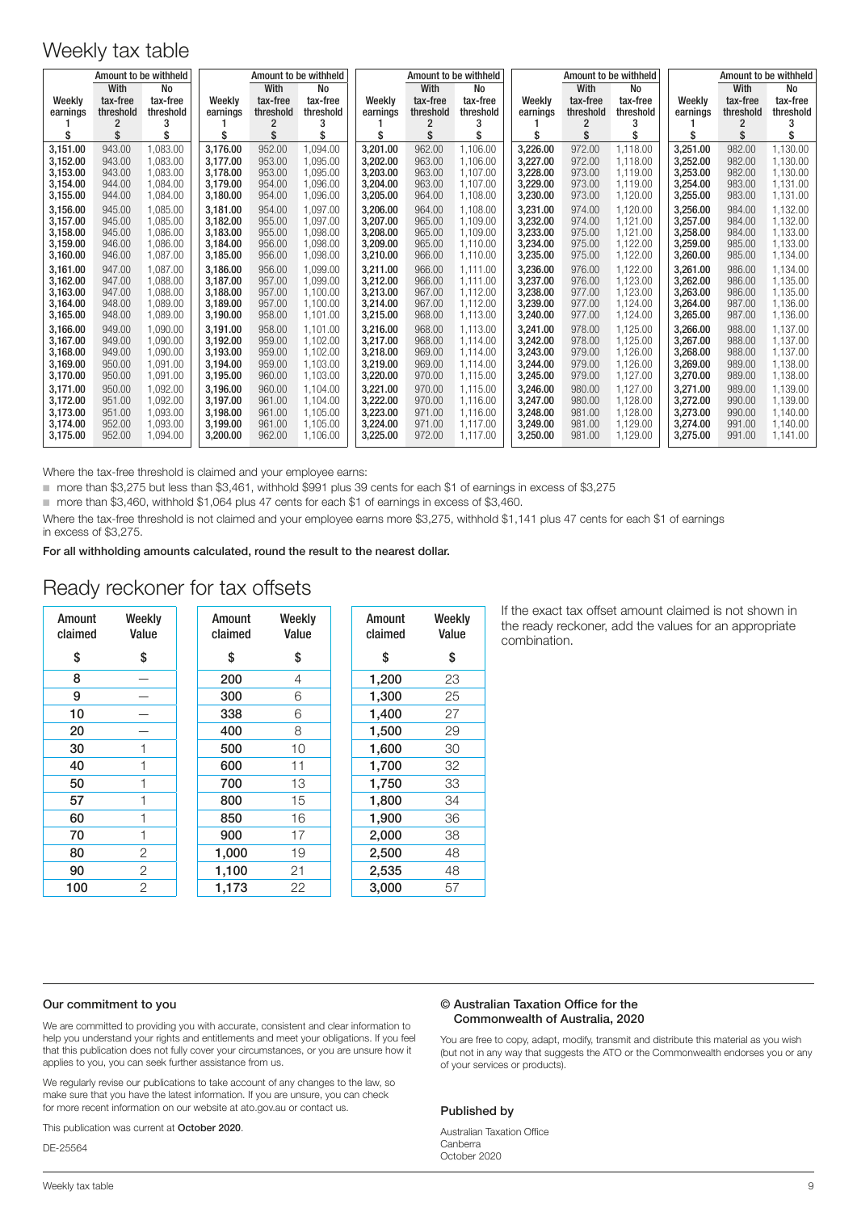# Weekly tax table

| Weekly earnings | Amount to be withheld: With tax-free threshold | Amount to be withheld: No tax-free threshold | Weekly earnings | Amount to be withheld: With tax-free threshold | Amount to be withheld: No tax-free threshold | Weekly earnings | Amount to be withheld: With tax-free threshold | Amount to be withheld: No tax-free threshold | Weekly earnings | Amount to be withheld: With tax-free threshold | Amount to be withheld: No tax-free threshold | Weekly earnings | Amount to be withheld: With tax-free threshold | Amount to be withheld: No tax-free threshold |
|---|---|---|---|---|---|---|---|---|---|---|---|---|---|---|
| 1 | 2 | 3 | 1 | 2 | 3 | 1 | 2 | 3 | 1 | 2 | 3 | 1 | 2 | 3 |
| $ | $ | $ | $ | $ | $ | $ | $ | $ | $ | $ | $ | $ | $ | $ |
| 3,151.00 | 943.00 | 1,083.00 | 3,176.00 | 952.00 | 1,094.00 | 3,201.00 | 962.00 | 1,106.00 | 3,226.00 | 972.00 | 1,118.00 | 3,251.00 | 982.00 | 1,130.00 |
| 3,152.00 | 943.00 | 1,083.00 | 3,177.00 | 953.00 | 1,095.00 | 3,202.00 | 963.00 | 1,106.00 | 3,227.00 | 972.00 | 1,118.00 | 3,252.00 | 982.00 | 1,130.00 |
| 3,153.00 | 943.00 | 1,083.00 | 3,178.00 | 953.00 | 1,095.00 | 3,203.00 | 963.00 | 1,107.00 | 3,228.00 | 973.00 | 1,119.00 | 3,253.00 | 982.00 | 1,130.00 |
| 3,154.00 | 944.00 | 1,084.00 | 3,179.00 | 954.00 | 1,096.00 | 3,204.00 | 963.00 | 1,107.00 | 3,229.00 | 973.00 | 1,119.00 | 3,254.00 | 983.00 | 1,131.00 |
| 3,155.00 | 944.00 | 1,084.00 | 3,180.00 | 954.00 | 1,096.00 | 3,205.00 | 964.00 | 1,108.00 | 3,230.00 | 973.00 | 1,120.00 | 3,255.00 | 983.00 | 1,131.00 |
| 3,156.00 | 945.00 | 1,085.00 | 3,181.00 | 954.00 | 1,097.00 | 3,206.00 | 964.00 | 1,108.00 | 3,231.00 | 974.00 | 1,120.00 | 3,256.00 | 984.00 | 1,132.00 |
| 3,157.00 | 945.00 | 1,085.00 | 3,182.00 | 955.00 | 1,097.00 | 3,207.00 | 965.00 | 1,109.00 | 3,232.00 | 974.00 | 1,121.00 | 3,257.00 | 984.00 | 1,132.00 |
| 3,158.00 | 945.00 | 1,086.00 | 3,183.00 | 955.00 | 1,098.00 | 3,208.00 | 965.00 | 1,109.00 | 3,233.00 | 975.00 | 1,121.00 | 3,258.00 | 984.00 | 1,133.00 |
| 3,159.00 | 946.00 | 1,086.00 | 3,184.00 | 956.00 | 1,098.00 | 3,209.00 | 965.00 | 1,110.00 | 3,234.00 | 975.00 | 1,122.00 | 3,259.00 | 985.00 | 1,133.00 |
| 3,160.00 | 946.00 | 1,087.00 | 3,185.00 | 956.00 | 1,098.00 | 3,210.00 | 966.00 | 1,110.00 | 3,235.00 | 975.00 | 1,122.00 | 3,260.00 | 985.00 | 1,134.00 |
| 3,161.00 | 947.00 | 1,087.00 | 3,186.00 | 956.00 | 1,099.00 | 3,211.00 | 966.00 | 1,111.00 | 3,236.00 | 976.00 | 1,122.00 | 3,261.00 | 986.00 | 1,134.00 |
| 3,162.00 | 947.00 | 1,088.00 | 3,187.00 | 957.00 | 1,099.00 | 3,212.00 | 966.00 | 1,111.00 | 3,237.00 | 976.00 | 1,123.00 | 3,262.00 | 986.00 | 1,135.00 |
| 3,163.00 | 947.00 | 1,088.00 | 3,188.00 | 957.00 | 1,100.00 | 3,213.00 | 967.00 | 1,112.00 | 3,238.00 | 977.00 | 1,123.00 | 3,263.00 | 986.00 | 1,135.00 |
| 3,164.00 | 948.00 | 1,089.00 | 3,189.00 | 957.00 | 1,100.00 | 3,214.00 | 967.00 | 1,112.00 | 3,239.00 | 977.00 | 1,124.00 | 3,264.00 | 987.00 | 1,136.00 |
| 3,165.00 | 948.00 | 1,089.00 | 3,190.00 | 958.00 | 1,101.00 | 3,215.00 | 968.00 | 1,113.00 | 3,240.00 | 977.00 | 1,124.00 | 3,265.00 | 987.00 | 1,136.00 |
| 3,166.00 | 949.00 | 1,090.00 | 3,191.00 | 958.00 | 1,101.00 | 3,216.00 | 968.00 | 1,113.00 | 3,241.00 | 978.00 | 1,125.00 | 3,266.00 | 988.00 | 1,137.00 |
| 3,167.00 | 949.00 | 1,090.00 | 3,192.00 | 959.00 | 1,102.00 | 3,217.00 | 968.00 | 1,114.00 | 3,242.00 | 978.00 | 1,125.00 | 3,267.00 | 988.00 | 1,137.00 |
| 3,168.00 | 949.00 | 1,090.00 | 3,193.00 | 959.00 | 1,102.00 | 3,218.00 | 969.00 | 1,114.00 | 3,243.00 | 979.00 | 1,126.00 | 3,268.00 | 988.00 | 1,137.00 |
| 3,169.00 | 950.00 | 1,091.00 | 3,194.00 | 959.00 | 1,103.00 | 3,219.00 | 969.00 | 1,114.00 | 3,244.00 | 979.00 | 1,126.00 | 3,269.00 | 989.00 | 1,138.00 |
| 3,170.00 | 950.00 | 1,091.00 | 3,195.00 | 960.00 | 1,103.00 | 3,220.00 | 970.00 | 1,115.00 | 3,245.00 | 979.00 | 1,127.00 | 3,270.00 | 989.00 | 1,138.00 |
| 3,171.00 | 950.00 | 1,092.00 | 3,196.00 | 960.00 | 1,104.00 | 3,221.00 | 970.00 | 1,115.00 | 3,246.00 | 980.00 | 1,127.00 | 3,271.00 | 989.00 | 1,139.00 |
| 3,172.00 | 951.00 | 1,092.00 | 3,197.00 | 961.00 | 1,104.00 | 3,222.00 | 970.00 | 1,116.00 | 3,247.00 | 980.00 | 1,128.00 | 3,272.00 | 990.00 | 1,139.00 |
| 3,173.00 | 951.00 | 1,093.00 | 3,198.00 | 961.00 | 1,105.00 | 3,223.00 | 971.00 | 1,116.00 | 3,248.00 | 981.00 | 1,128.00 | 3,273.00 | 990.00 | 1,140.00 |
| 3,174.00 | 952.00 | 1,093.00 | 3,199.00 | 961.00 | 1,105.00 | 3,224.00 | 971.00 | 1,117.00 | 3,249.00 | 981.00 | 1,129.00 | 3,274.00 | 991.00 | 1,140.00 |
| 3,175.00 | 952.00 | 1,094.00 | 3,200.00 | 962.00 | 1,106.00 | 3,225.00 | 972.00 | 1,117.00 | 3,250.00 | 981.00 | 1,129.00 | 3,275.00 | 991.00 | 1,141.00 |

Where the tax-free threshold is claimed and your employee earns:

- more than $3,275 but less than $3,461, withhold $991 plus 39 cents for each $1 of earnings in excess of $3,275
- more than $3,460, withhold $1,064 plus 47 cents for each $1 of earnings in excess of $3,460.

Where the tax-free threshold is not claimed and your employee earns more $3,275, withhold $1,141 plus 47 cents for each $1 of earnings in excess of $3,275.

**For all withholding amounts calculated, round the result to the nearest dollar.**

# Ready reckoner for tax offsets

| Amount claimed $ | Weekly Value $ | Amount claimed $ | Weekly Value $ | Amount claimed $ | Weekly Value $ |
|---|---|---|---|---|---|
| 8 | — | 200 | 4 | 1,200 | 23 |
| 9 | — | 300 | 6 | 1,300 | 25 |
| 10 | — | 338 | 6 | 1,400 | 27 |
| 20 | — | 400 | 8 | 1,500 | 29 |
| 30 | 1 | 500 | 10 | 1,600 | 30 |
| 40 | 1 | 600 | 11 | 1,700 | 32 |
| 50 | 1 | 700 | 13 | 1,750 | 33 |
| 57 | 1 | 800 | 15 | 1,800 | 34 |
| 60 | 1 | 850 | 16 | 1,900 | 36 |
| 70 | 1 | 900 | 17 | 2,000 | 38 |
| 80 | 2 | 1,000 | 19 | 2,500 | 48 |
| 90 | 2 | 1,100 | 21 | 2,535 | 48 |
| 100 | 2 | 1,173 | 22 | 3,000 | 57 |

If the exact tax offset amount claimed is not shown in the ready reckoner, add the values for an appropriate combination.

### Our commitment to you

We are committed to providing you with accurate, consistent and clear information to help you understand your rights and entitlements and meet your obligations. If you feel that this publication does not fully cover your circumstances, or you are unsure how it applies to you, you can seek further assistance from us.

We regularly revise our publications to take account of any changes to the law, so make sure that you have the latest information. If you are unsure, you can check for more recent information on our website at ato.gov.au or contact us.

This publication was current at **October 2020**.

DE-25564

### © Australian Taxation Office for the Commonwealth of Australia, 2020

You are free to copy, adapt, modify, transmit and distribute this material as you wish (but not in any way that suggests the ATO or the Commonwealth endorses you or any of your services or products).

### Published by

Australian Taxation Office
Canberra
October 2020